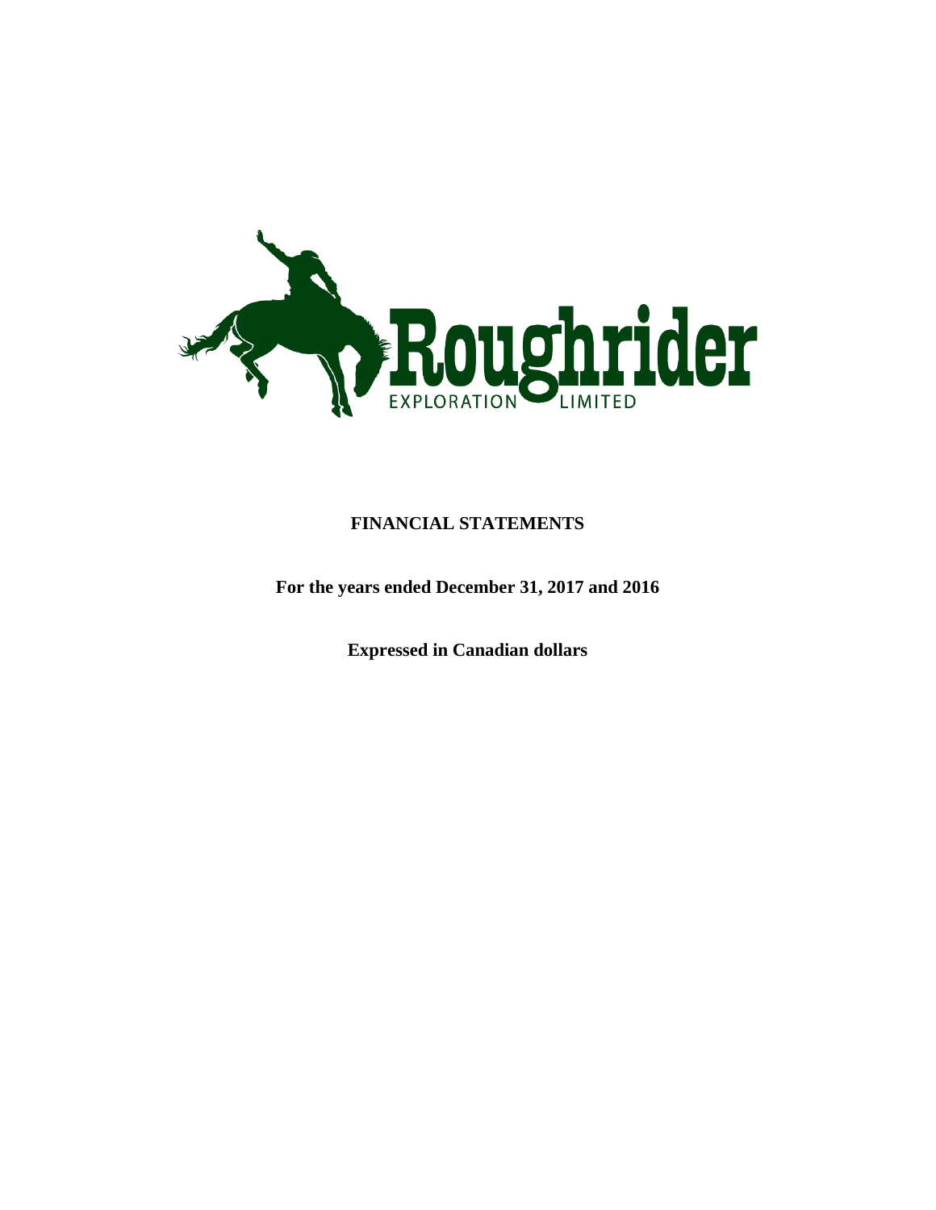Roughrider EXPLORATION LIMITED

# FINANCIAL STATEMENTS

**For the years ended December 31, 2017 and 2016**

**Expressed in Canadian dollars**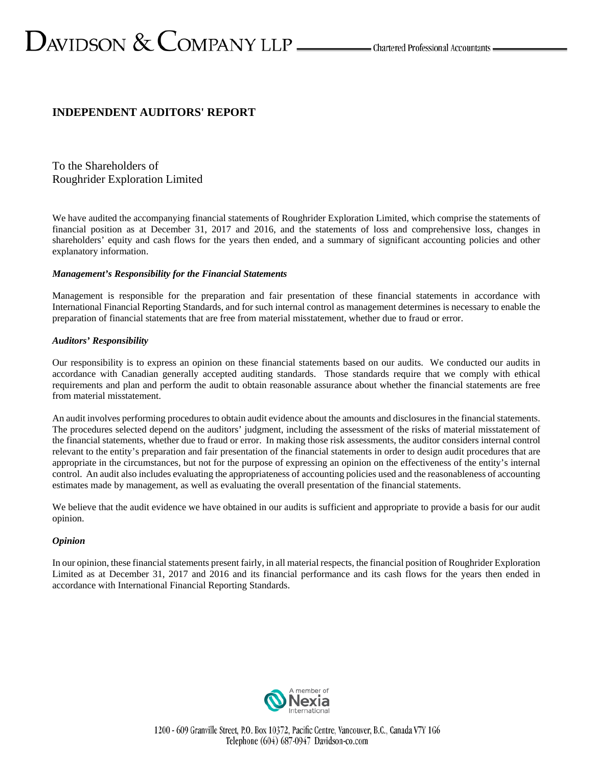# INDEPENDENT AUDITORS' REPORT

To the Shareholders of
Roughrider Exploration Limited

We have audited the accompanying financial statements of Roughrider Exploration Limited, which comprise the statements of financial position as at December 31, 2017 and 2016, and the statements of loss and comprehensive loss, changes in shareholders' equity and cash flows for the years then ended, and a summary of significant accounting policies and other explanatory information.

***Management's Responsibility for the Financial Statements***

Management is responsible for the preparation and fair presentation of these financial statements in accordance with International Financial Reporting Standards, and for such internal control as management determines is necessary to enable the preparation of financial statements that are free from material misstatement, whether due to fraud or error.

***Auditors' Responsibility***

Our responsibility is to express an opinion on these financial statements based on our audits. We conducted our audits in accordance with Canadian generally accepted auditing standards. Those standards require that we comply with ethical requirements and plan and perform the audit to obtain reasonable assurance about whether the financial statements are free from material misstatement.

An audit involves performing procedures to obtain audit evidence about the amounts and disclosures in the financial statements. The procedures selected depend on the auditors' judgment, including the assessment of the risks of material misstatement of the financial statements, whether due to fraud or error. In making those risk assessments, the auditor considers internal control relevant to the entity's preparation and fair presentation of the financial statements in order to design audit procedures that are appropriate in the circumstances, but not for the purpose of expressing an opinion on the effectiveness of the entity's internal control. An audit also includes evaluating the appropriateness of accounting policies used and the reasonableness of accounting estimates made by management, as well as evaluating the overall presentation of the financial statements.

We believe that the audit evidence we have obtained in our audits is sufficient and appropriate to provide a basis for our audit opinion.

***Opinion***

In our opinion, these financial statements present fairly, in all material respects, the financial position of Roughrider Exploration Limited as at December 31, 2017 and 2016 and its financial performance and its cash flows for the years then ended in accordance with International Financial Reporting Standards.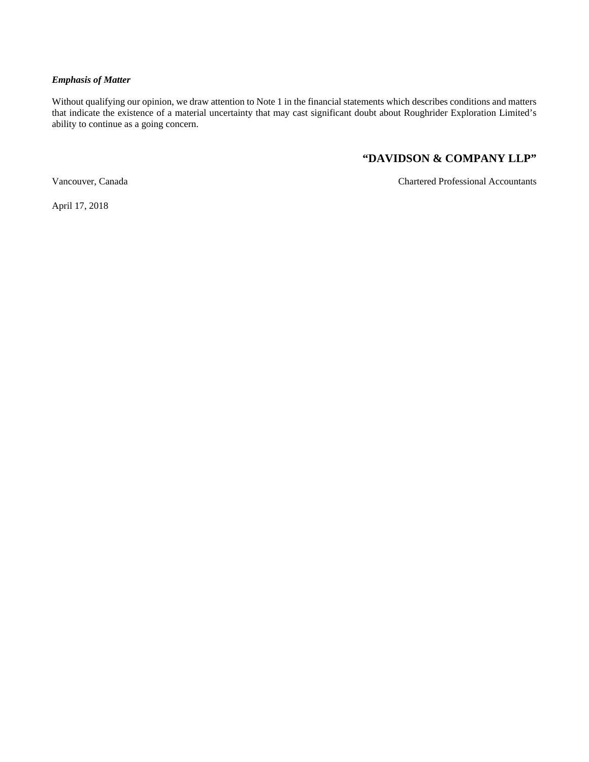***Emphasis of Matter***

Without qualifying our opinion, we draw attention to Note 1 in the financial statements which describes conditions and matters that indicate the existence of a material uncertainty that may cast significant doubt about Roughrider Exploration Limited's ability to continue as a going concern.

**"DAVIDSON & COMPANY LLP"**

Vancouver, Canada

Chartered Professional Accountants

April 17, 2018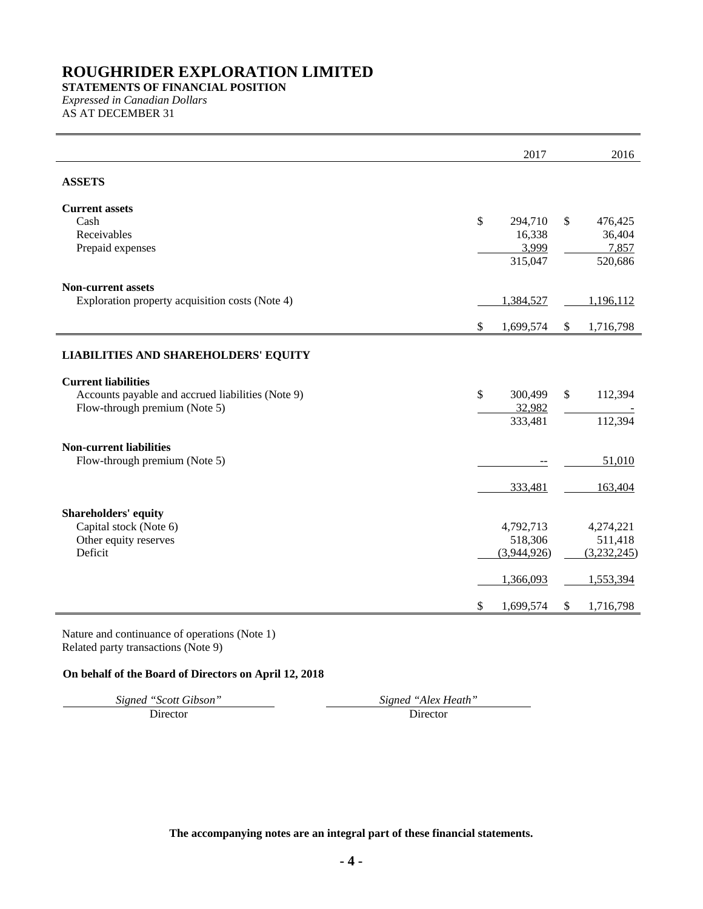# ROUGHRIDER EXPLORATION LIMITED

**STATEMENTS OF FINANCIAL POSITION**

*Expressed in Canadian Dollars*

AS AT DECEMBER 31

| | 2017 | 2016 |
|---|---|---|
| **ASSETS** | | |
| **Current assets** | | |
| Cash | $ 294,710 | $ 476,425 |
| Receivables | 16,338 | 36,404 |
| Prepaid expenses | 3,999 | 7,857 |
| | 315,047 | 520,686 |
| **Non-current assets** | | |
| Exploration property acquisition costs (Note 4) | 1,384,527 | 1,196,112 |
| | $ 1,699,574 | $ 1,716,798 |
| **LIABILITIES AND SHAREHOLDERS' EQUITY** | | |
| **Current liabilities** | | |
| Accounts payable and accrued liabilities (Note 9) | $ 300,499 | $ 112,394 |
| Flow-through premium (Note 5) | 32,982 | - |
| | 333,481 | 112,394 |
| **Non-current liabilities** | | |
| Flow-through premium (Note 5) | -- | 51,010 |
| | 333,481 | 163,404 |
| **Shareholders' equity** | | |
| Capital stock (Note 6) | 4,792,713 | 4,274,221 |
| Other equity reserves | 518,306 | 511,418 |
| Deficit | (3,944,926) | (3,232,245) |
| | 1,366,093 | 1,553,394 |
| | $ 1,699,574 | $ 1,716,798 |

Nature and continuance of operations (Note 1)
Related party transactions (Note 9)

**On behalf of the Board of Directors on April 12, 2018**

| *Signed "Scott Gibson"* | *Signed "Alex Heath"* |
|---|---|
| Director | Director |

**The accompanying notes are an integral part of these financial statements.**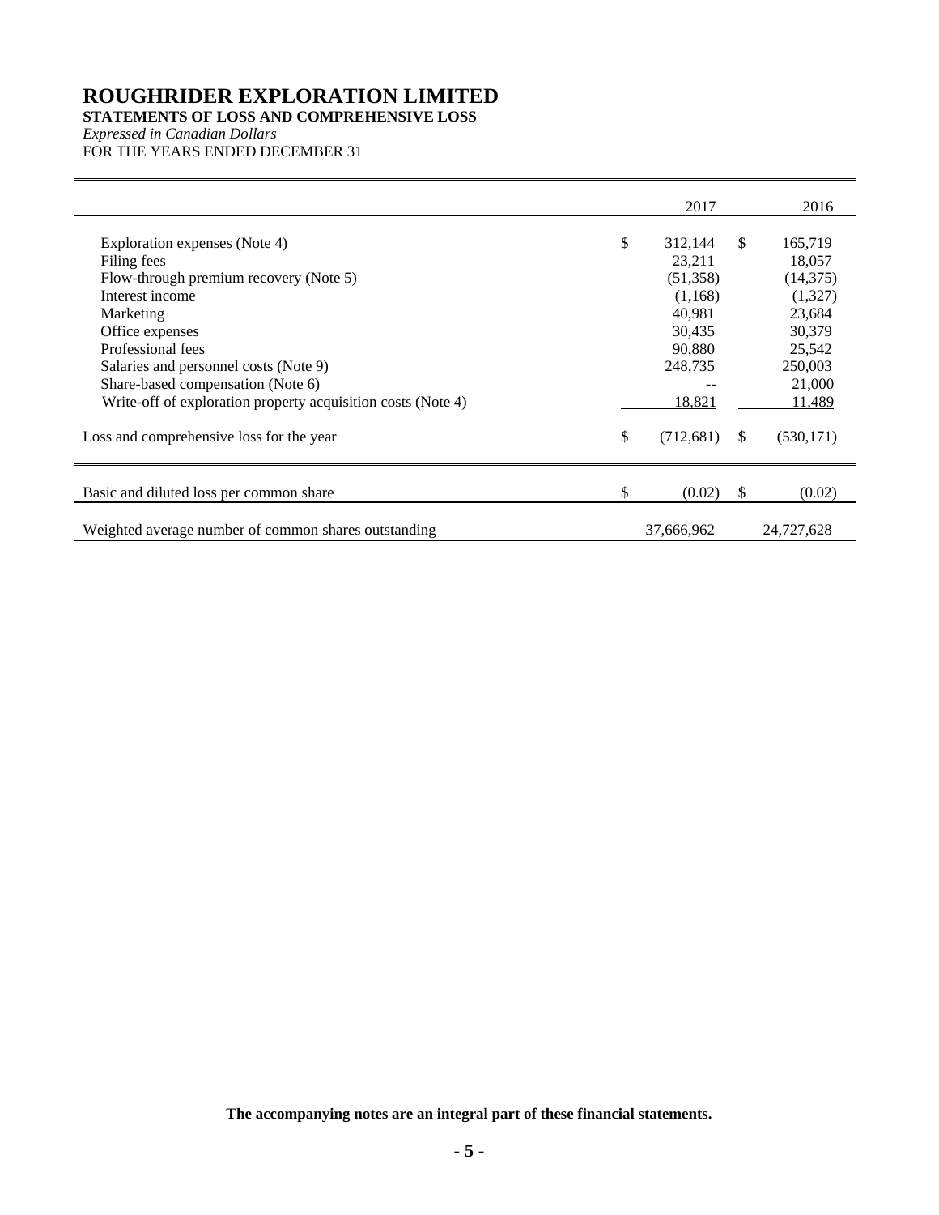# ROUGHRIDER EXPLORATION LIMITED

**STATEMENTS OF LOSS AND COMPREHENSIVE LOSS**

*Expressed in Canadian Dollars*

FOR THE YEARS ENDED DECEMBER 31

| | 2017 | 2016 |
|---|---|---|
| Exploration expenses (Note 4) | $ 312,144 | $ 165,719 |
| Filing fees | 23,211 | 18,057 |
| Flow-through premium recovery (Note 5) | (51,358) | (14,375) |
| Interest income | (1,168) | (1,327) |
| Marketing | 40,981 | 23,684 |
| Office expenses | 30,435 | 30,379 |
| Professional fees | 90,880 | 25,542 |
| Salaries and personnel costs (Note 9) | 248,735 | 250,003 |
| Share-based compensation (Note 6) | -- | 21,000 |
| Write-off of exploration property acquisition costs (Note 4) | 18,821 | 11,489 |
| Loss and comprehensive loss for the year | $ (712,681) | $ (530,171) |
| Basic and diluted loss per common share | $ (0.02) | $ (0.02) |
| Weighted average number of common shares outstanding | 37,666,962 | 24,727,628 |

**The accompanying notes are an integral part of these financial statements.**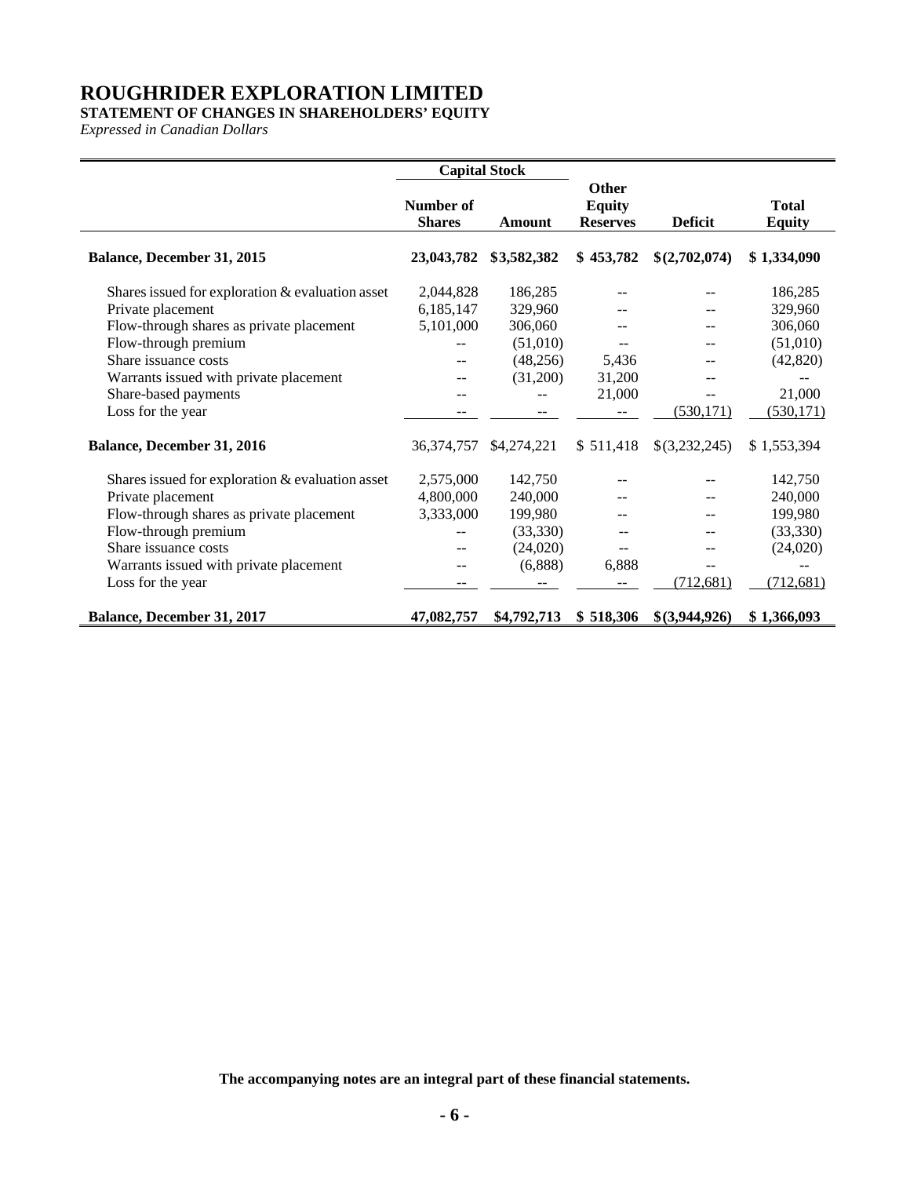# ROUGHRIDER EXPLORATION LIMITED

**STATEMENT OF CHANGES IN SHAREHOLDERS' EQUITY**

*Expressed in Canadian Dollars*

| | Capital Stock | | | | |
|---|---|---|---|---|---|
| | **Number of Shares** | **Amount** | **Other Equity Reserves** | **Deficit** | **Total Equity** |
| **Balance, December 31, 2015** | **23,043,782** | **$3,582,382** | **$ 453,782** | **$(2,702,074)** | **$ 1,334,090** |
| Shares issued for exploration & evaluation asset | 2,044,828 | 186,285 | -- | -- | 186,285 |
| Private placement | 6,185,147 | 329,960 | -- | -- | 329,960 |
| Flow-through shares as private placement | 5,101,000 | 306,060 | -- | -- | 306,060 |
| Flow-through premium | -- | (51,010) | -- | -- | (51,010) |
| Share issuance costs | -- | (48,256) | 5,436 | -- | (42,820) |
| Warrants issued with private placement | -- | (31,200) | 31,200 | -- | -- |
| Share-based payments | -- | -- | 21,000 | -- | 21,000 |
| Loss for the year | -- | -- | -- | (530,171) | (530,171) |
| **Balance, December 31, 2016** | 36,374,757 | $4,274,221 | $ 511,418 | $(3,232,245) | $ 1,553,394 |
| Shares issued for exploration & evaluation asset | 2,575,000 | 142,750 | -- | -- | 142,750 |
| Private placement | 4,800,000 | 240,000 | -- | -- | 240,000 |
| Flow-through shares as private placement | 3,333,000 | 199,980 | -- | -- | 199,980 |
| Flow-through premium | -- | (33,330) | -- | -- | (33,330) |
| Share issuance costs | -- | (24,020) | -- | -- | (24,020) |
| Warrants issued with private placement | -- | (6,888) | 6,888 | -- | -- |
| Loss for the year | -- | -- | -- | (712,681) | (712,681) |
| **Balance, December 31, 2017** | **47,082,757** | **$4,792,713** | **$ 518,306** | **$(3,944,926)** | **$ 1,366,093** |

**The accompanying notes are an integral part of these financial statements.**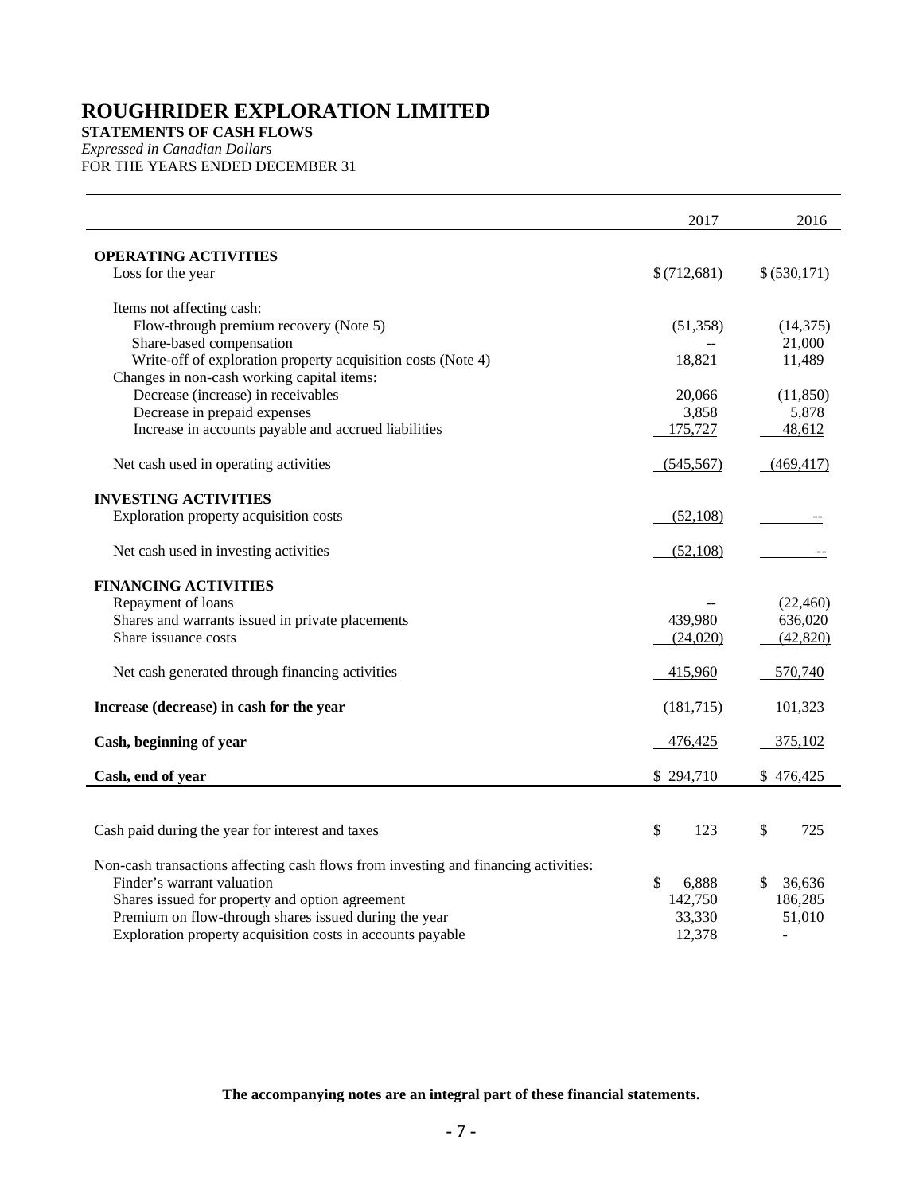# ROUGHRIDER EXPLORATION LIMITED

**STATEMENTS OF CASH FLOWS**

*Expressed in Canadian Dollars*

FOR THE YEARS ENDED DECEMBER 31

| | 2017 | 2016 |
|---|---|---|
| **OPERATING ACTIVITIES** | | |
| Loss for the year | $ (712,681) | $ (530,171) |
| Items not affecting cash: | | |
| Flow-through premium recovery (Note 5) | (51,358) | (14,375) |
| Share-based compensation | -- | 21,000 |
| Write-off of exploration property acquisition costs (Note 4) | 18,821 | 11,489 |
| Changes in non-cash working capital items: | | |
| Decrease (increase) in receivables | 20,066 | (11,850) |
| Decrease in prepaid expenses | 3,858 | 5,878 |
| Increase in accounts payable and accrued liabilities | 175,727 | 48,612 |
| Net cash used in operating activities | (545,567) | (469,417) |
| **INVESTING ACTIVITIES** | | |
| Exploration property acquisition costs | (52,108) | -- |
| Net cash used in investing activities | (52,108) | -- |
| **FINANCING ACTIVITIES** | | |
| Repayment of loans | -- | (22,460) |
| Shares and warrants issued in private placements | 439,980 | 636,020 |
| Share issuance costs | (24,020) | (42,820) |
| Net cash generated through financing activities | 415,960 | 570,740 |
| **Increase (decrease) in cash for the year** | (181,715) | 101,323 |
| **Cash, beginning of year** | 476,425 | 375,102 |
| **Cash, end of year** | $ 294,710 | $ 476,425 |
| | | |
| Cash paid during the year for interest and taxes | $ 123 | $ 725 |
| Non-cash transactions affecting cash flows from investing and financing activities: | | |
| Finder's warrant valuation | $ 6,888 | $ 36,636 |
| Shares issued for property and option agreement | 142,750 | 186,285 |
| Premium on flow-through shares issued during the year | 33,330 | 51,010 |
| Exploration property acquisition costs in accounts payable | 12,378 | - |

**The accompanying notes are an integral part of these financial statements.**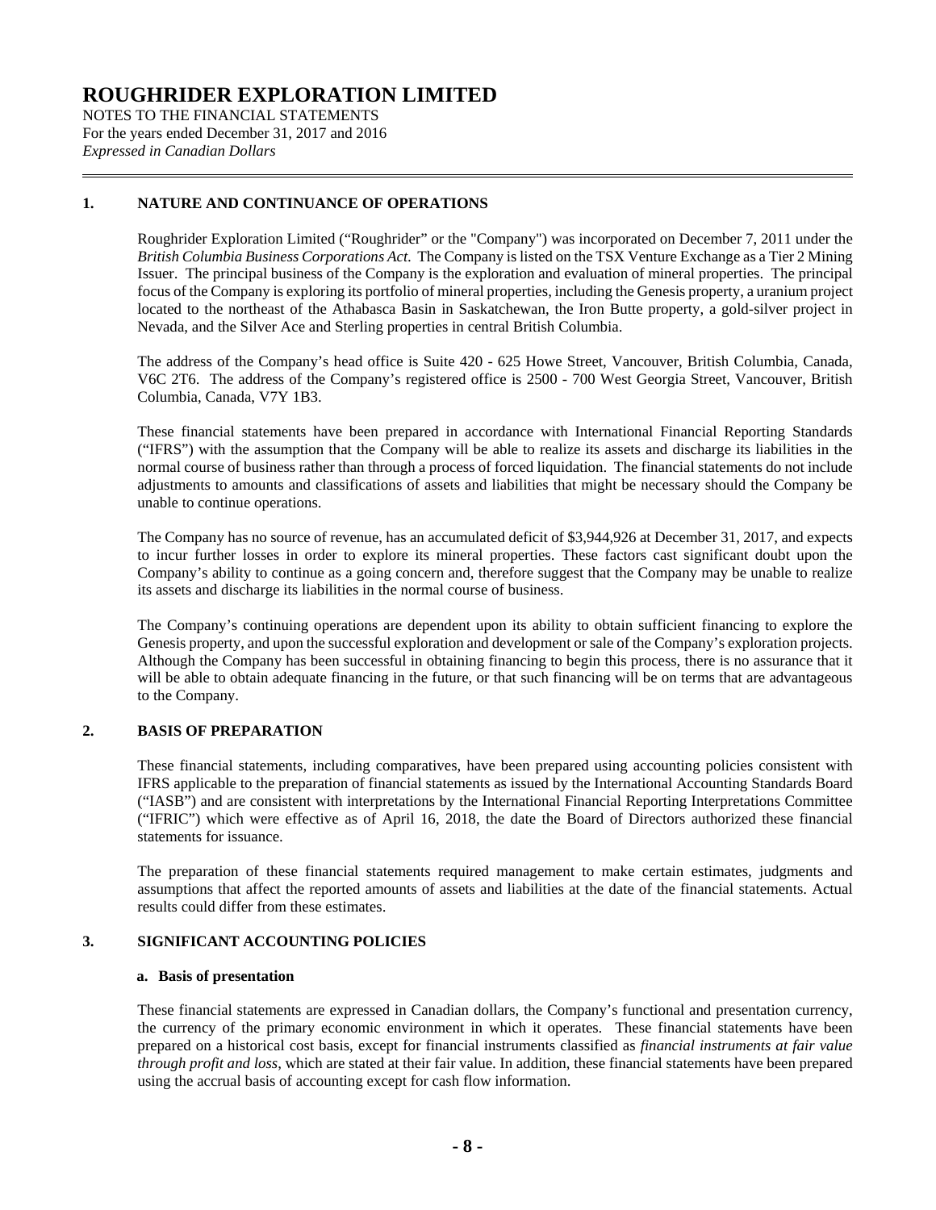# ROUGHRIDER EXPLORATION LIMITED

NOTES TO THE FINANCIAL STATEMENTS
For the years ended December 31, 2017 and 2016
*Expressed in Canadian Dollars*

## 1. NATURE AND CONTINUANCE OF OPERATIONS

Roughrider Exploration Limited ("Roughrider" or the "Company") was incorporated on December 7, 2011 under the *British Columbia Business Corporations Act*. The Company is listed on the TSX Venture Exchange as a Tier 2 Mining Issuer. The principal business of the Company is the exploration and evaluation of mineral properties. The principal focus of the Company is exploring its portfolio of mineral properties, including the Genesis property, a uranium project located to the northeast of the Athabasca Basin in Saskatchewan, the Iron Butte property, a gold-silver project in Nevada, and the Silver Ace and Sterling properties in central British Columbia.

The address of the Company's head office is Suite 420 - 625 Howe Street, Vancouver, British Columbia, Canada, V6C 2T6. The address of the Company's registered office is 2500 - 700 West Georgia Street, Vancouver, British Columbia, Canada, V7Y 1B3.

These financial statements have been prepared in accordance with International Financial Reporting Standards ("IFRS") with the assumption that the Company will be able to realize its assets and discharge its liabilities in the normal course of business rather than through a process of forced liquidation. The financial statements do not include adjustments to amounts and classifications of assets and liabilities that might be necessary should the Company be unable to continue operations.

The Company has no source of revenue, has an accumulated deficit of $3,944,926 at December 31, 2017, and expects to incur further losses in order to explore its mineral properties. These factors cast significant doubt upon the Company's ability to continue as a going concern and, therefore suggest that the Company may be unable to realize its assets and discharge its liabilities in the normal course of business.

The Company's continuing operations are dependent upon its ability to obtain sufficient financing to explore the Genesis property, and upon the successful exploration and development or sale of the Company's exploration projects. Although the Company has been successful in obtaining financing to begin this process, there is no assurance that it will be able to obtain adequate financing in the future, or that such financing will be on terms that are advantageous to the Company.

## 2. BASIS OF PREPARATION

These financial statements, including comparatives, have been prepared using accounting policies consistent with IFRS applicable to the preparation of financial statements as issued by the International Accounting Standards Board ("IASB") and are consistent with interpretations by the International Financial Reporting Interpretations Committee ("IFRIC") which were effective as of April 16, 2018, the date the Board of Directors authorized these financial statements for issuance.

The preparation of these financial statements required management to make certain estimates, judgments and assumptions that affect the reported amounts of assets and liabilities at the date of the financial statements. Actual results could differ from these estimates.

## 3. SIGNIFICANT ACCOUNTING POLICIES

### a. Basis of presentation

These financial statements are expressed in Canadian dollars, the Company's functional and presentation currency, the currency of the primary economic environment in which it operates. These financial statements have been prepared on a historical cost basis, except for financial instruments classified as *financial instruments at fair value through profit and loss*, which are stated at their fair value. In addition, these financial statements have been prepared using the accrual basis of accounting except for cash flow information.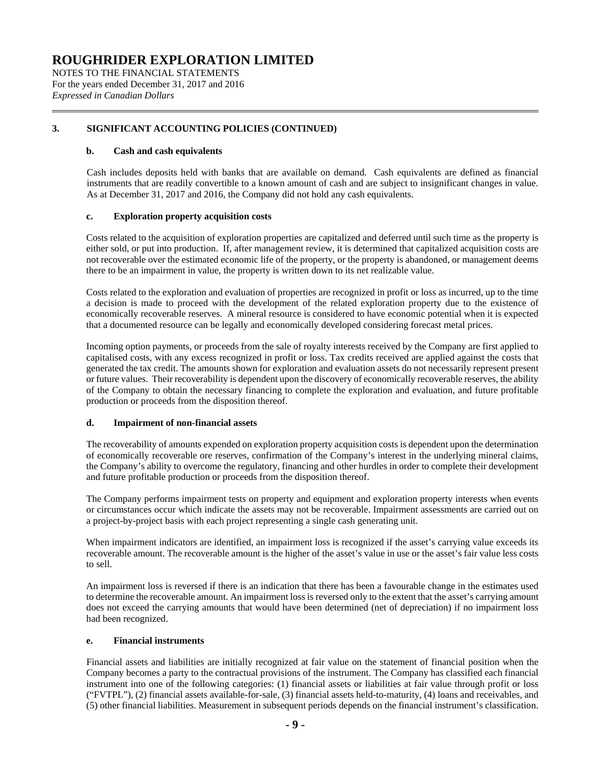# ROUGHRIDER EXPLORATION LIMITED

NOTES TO THE FINANCIAL STATEMENTS
For the years ended December 31, 2017 and 2016
*Expressed in Canadian Dollars*

## 3. SIGNIFICANT ACCOUNTING POLICIES (CONTINUED)

### b. Cash and cash equivalents

Cash includes deposits held with banks that are available on demand. Cash equivalents are defined as financial instruments that are readily convertible to a known amount of cash and are subject to insignificant changes in value. As at December 31, 2017 and 2016, the Company did not hold any cash equivalents.

### c. Exploration property acquisition costs

Costs related to the acquisition of exploration properties are capitalized and deferred until such time as the property is either sold, or put into production. If, after management review, it is determined that capitalized acquisition costs are not recoverable over the estimated economic life of the property, or the property is abandoned, or management deems there to be an impairment in value, the property is written down to its net realizable value.

Costs related to the exploration and evaluation of properties are recognized in profit or loss as incurred, up to the time a decision is made to proceed with the development of the related exploration property due to the existence of economically recoverable reserves. A mineral resource is considered to have economic potential when it is expected that a documented resource can be legally and economically developed considering forecast metal prices.

Incoming option payments, or proceeds from the sale of royalty interests received by the Company are first applied to capitalised costs, with any excess recognized in profit or loss. Tax credits received are applied against the costs that generated the tax credit. The amounts shown for exploration and evaluation assets do not necessarily represent present or future values. Their recoverability is dependent upon the discovery of economically recoverable reserves, the ability of the Company to obtain the necessary financing to complete the exploration and evaluation, and future profitable production or proceeds from the disposition thereof.

### d. Impairment of non-financial assets

The recoverability of amounts expended on exploration property acquisition costs is dependent upon the determination of economically recoverable ore reserves, confirmation of the Company's interest in the underlying mineral claims, the Company's ability to overcome the regulatory, financing and other hurdles in order to complete their development and future profitable production or proceeds from the disposition thereof.

The Company performs impairment tests on property and equipment and exploration property interests when events or circumstances occur which indicate the assets may not be recoverable. Impairment assessments are carried out on a project-by-project basis with each project representing a single cash generating unit.

When impairment indicators are identified, an impairment loss is recognized if the asset's carrying value exceeds its recoverable amount. The recoverable amount is the higher of the asset's value in use or the asset's fair value less costs to sell.

An impairment loss is reversed if there is an indication that there has been a favourable change in the estimates used to determine the recoverable amount. An impairment loss is reversed only to the extent that the asset's carrying amount does not exceed the carrying amounts that would have been determined (net of depreciation) if no impairment loss had been recognized.

### e. Financial instruments

Financial assets and liabilities are initially recognized at fair value on the statement of financial position when the Company becomes a party to the contractual provisions of the instrument. The Company has classified each financial instrument into one of the following categories: (1) financial assets or liabilities at fair value through profit or loss ("FVTPL"), (2) financial assets available-for-sale, (3) financial assets held-to-maturity, (4) loans and receivables, and (5) other financial liabilities. Measurement in subsequent periods depends on the financial instrument's classification.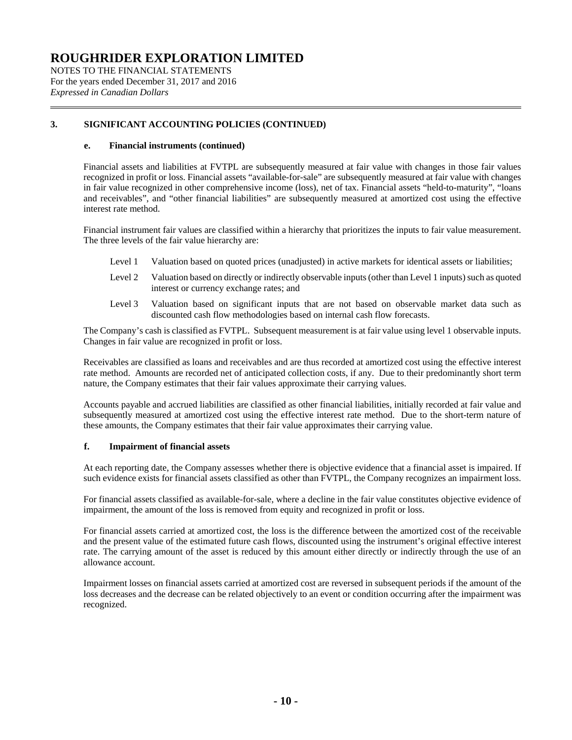## 3. SIGNIFICANT ACCOUNTING POLICIES (CONTINUED)

### e. Financial instruments (continued)

Financial assets and liabilities at FVTPL are subsequently measured at fair value with changes in those fair values recognized in profit or loss. Financial assets "available-for-sale" are subsequently measured at fair value with changes in fair value recognized in other comprehensive income (loss), net of tax. Financial assets "held-to-maturity", "loans and receivables", and "other financial liabilities" are subsequently measured at amortized cost using the effective interest rate method.

Financial instrument fair values are classified within a hierarchy that prioritizes the inputs to fair value measurement. The three levels of the fair value hierarchy are:

- Level 1 Valuation based on quoted prices (unadjusted) in active markets for identical assets or liabilities;
- Level 2 Valuation based on directly or indirectly observable inputs (other than Level 1 inputs) such as quoted interest or currency exchange rates; and
- Level 3 Valuation based on significant inputs that are not based on observable market data such as discounted cash flow methodologies based on internal cash flow forecasts.

The Company's cash is classified as FVTPL. Subsequent measurement is at fair value using level 1 observable inputs. Changes in fair value are recognized in profit or loss.

Receivables are classified as loans and receivables and are thus recorded at amortized cost using the effective interest rate method. Amounts are recorded net of anticipated collection costs, if any. Due to their predominantly short term nature, the Company estimates that their fair values approximate their carrying values.

Accounts payable and accrued liabilities are classified as other financial liabilities, initially recorded at fair value and subsequently measured at amortized cost using the effective interest rate method. Due to the short-term nature of these amounts, the Company estimates that their fair value approximates their carrying value.

### f. Impairment of financial assets

At each reporting date, the Company assesses whether there is objective evidence that a financial asset is impaired. If such evidence exists for financial assets classified as other than FVTPL, the Company recognizes an impairment loss.

For financial assets classified as available-for-sale, where a decline in the fair value constitutes objective evidence of impairment, the amount of the loss is removed from equity and recognized in profit or loss.

For financial assets carried at amortized cost, the loss is the difference between the amortized cost of the receivable and the present value of the estimated future cash flows, discounted using the instrument's original effective interest rate. The carrying amount of the asset is reduced by this amount either directly or indirectly through the use of an allowance account.

Impairment losses on financial assets carried at amortized cost are reversed in subsequent periods if the amount of the loss decreases and the decrease can be related objectively to an event or condition occurring after the impairment was recognized.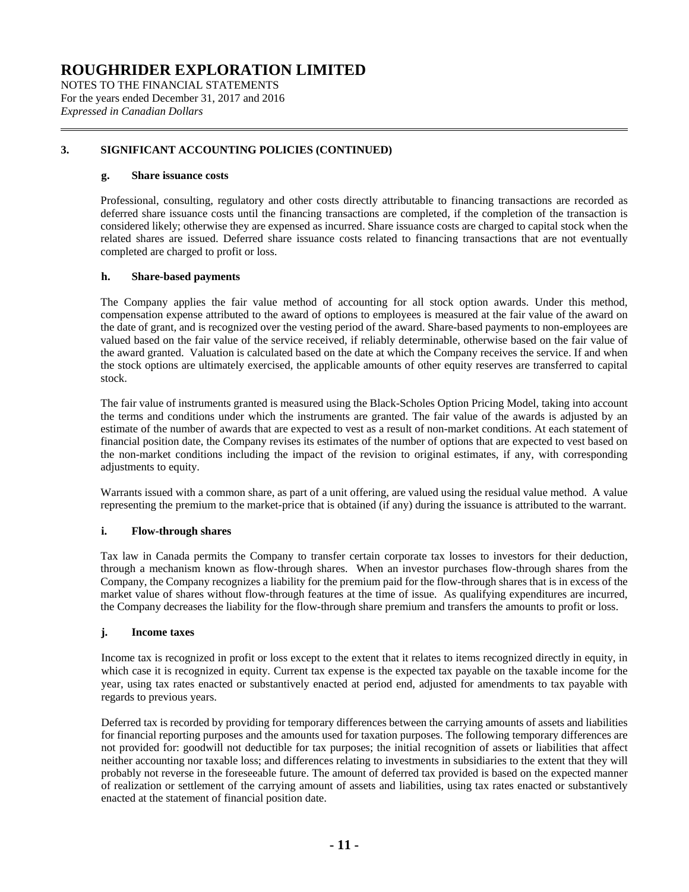## 3. SIGNIFICANT ACCOUNTING POLICIES (CONTINUED)

### g. Share issuance costs

Professional, consulting, regulatory and other costs directly attributable to financing transactions are recorded as deferred share issuance costs until the financing transactions are completed, if the completion of the transaction is considered likely; otherwise they are expensed as incurred. Share issuance costs are charged to capital stock when the related shares are issued. Deferred share issuance costs related to financing transactions that are not eventually completed are charged to profit or loss.

### h. Share-based payments

The Company applies the fair value method of accounting for all stock option awards. Under this method, compensation expense attributed to the award of options to employees is measured at the fair value of the award on the date of grant, and is recognized over the vesting period of the award. Share-based payments to non-employees are valued based on the fair value of the service received, if reliably determinable, otherwise based on the fair value of the award granted. Valuation is calculated based on the date at which the Company receives the service. If and when the stock options are ultimately exercised, the applicable amounts of other equity reserves are transferred to capital stock.

The fair value of instruments granted is measured using the Black-Scholes Option Pricing Model, taking into account the terms and conditions under which the instruments are granted. The fair value of the awards is adjusted by an estimate of the number of awards that are expected to vest as a result of non-market conditions. At each statement of financial position date, the Company revises its estimates of the number of options that are expected to vest based on the non-market conditions including the impact of the revision to original estimates, if any, with corresponding adjustments to equity.

Warrants issued with a common share, as part of a unit offering, are valued using the residual value method. A value representing the premium to the market-price that is obtained (if any) during the issuance is attributed to the warrant.

### i. Flow-through shares

Tax law in Canada permits the Company to transfer certain corporate tax losses to investors for their deduction, through a mechanism known as flow-through shares. When an investor purchases flow-through shares from the Company, the Company recognizes a liability for the premium paid for the flow-through shares that is in excess of the market value of shares without flow-through features at the time of issue. As qualifying expenditures are incurred, the Company decreases the liability for the flow-through share premium and transfers the amounts to profit or loss.

### j. Income taxes

Income tax is recognized in profit or loss except to the extent that it relates to items recognized directly in equity, in which case it is recognized in equity. Current tax expense is the expected tax payable on the taxable income for the year, using tax rates enacted or substantively enacted at period end, adjusted for amendments to tax payable with regards to previous years.

Deferred tax is recorded by providing for temporary differences between the carrying amounts of assets and liabilities for financial reporting purposes and the amounts used for taxation purposes. The following temporary differences are not provided for: goodwill not deductible for tax purposes; the initial recognition of assets or liabilities that affect neither accounting nor taxable loss; and differences relating to investments in subsidiaries to the extent that they will probably not reverse in the foreseeable future. The amount of deferred tax provided is based on the expected manner of realization or settlement of the carrying amount of assets and liabilities, using tax rates enacted or substantively enacted at the statement of financial position date.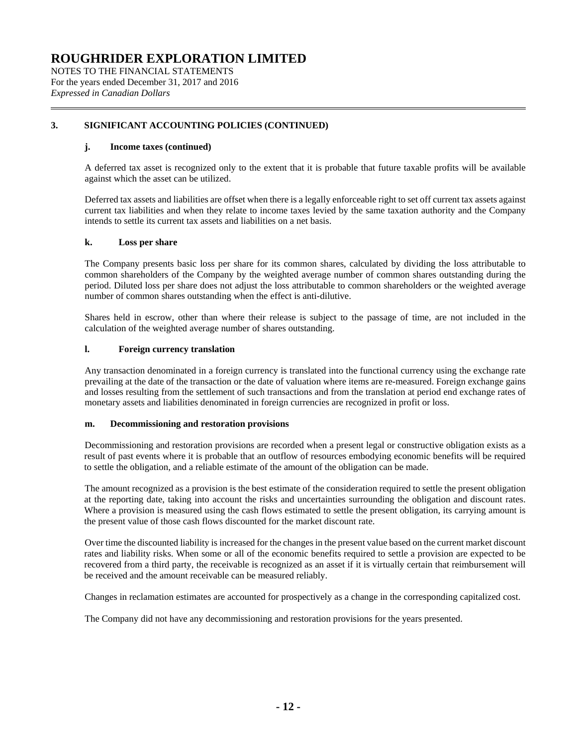## 3. SIGNIFICANT ACCOUNTING POLICIES (CONTINUED)

### j. Income taxes (continued)

A deferred tax asset is recognized only to the extent that it is probable that future taxable profits will be available against which the asset can be utilized.

Deferred tax assets and liabilities are offset when there is a legally enforceable right to set off current tax assets against current tax liabilities and when they relate to income taxes levied by the same taxation authority and the Company intends to settle its current tax assets and liabilities on a net basis.

### k. Loss per share

The Company presents basic loss per share for its common shares, calculated by dividing the loss attributable to common shareholders of the Company by the weighted average number of common shares outstanding during the period. Diluted loss per share does not adjust the loss attributable to common shareholders or the weighted average number of common shares outstanding when the effect is anti-dilutive.

Shares held in escrow, other than where their release is subject to the passage of time, are not included in the calculation of the weighted average number of shares outstanding.

### l. Foreign currency translation

Any transaction denominated in a foreign currency is translated into the functional currency using the exchange rate prevailing at the date of the transaction or the date of valuation where items are re-measured. Foreign exchange gains and losses resulting from the settlement of such transactions and from the translation at period end exchange rates of monetary assets and liabilities denominated in foreign currencies are recognized in profit or loss.

### m. Decommissioning and restoration provisions

Decommissioning and restoration provisions are recorded when a present legal or constructive obligation exists as a result of past events where it is probable that an outflow of resources embodying economic benefits will be required to settle the obligation, and a reliable estimate of the amount of the obligation can be made.

The amount recognized as a provision is the best estimate of the consideration required to settle the present obligation at the reporting date, taking into account the risks and uncertainties surrounding the obligation and discount rates. Where a provision is measured using the cash flows estimated to settle the present obligation, its carrying amount is the present value of those cash flows discounted for the market discount rate.

Over time the discounted liability is increased for the changes in the present value based on the current market discount rates and liability risks. When some or all of the economic benefits required to settle a provision are expected to be recovered from a third party, the receivable is recognized as an asset if it is virtually certain that reimbursement will be received and the amount receivable can be measured reliably.

Changes in reclamation estimates are accounted for prospectively as a change in the corresponding capitalized cost.

The Company did not have any decommissioning and restoration provisions for the years presented.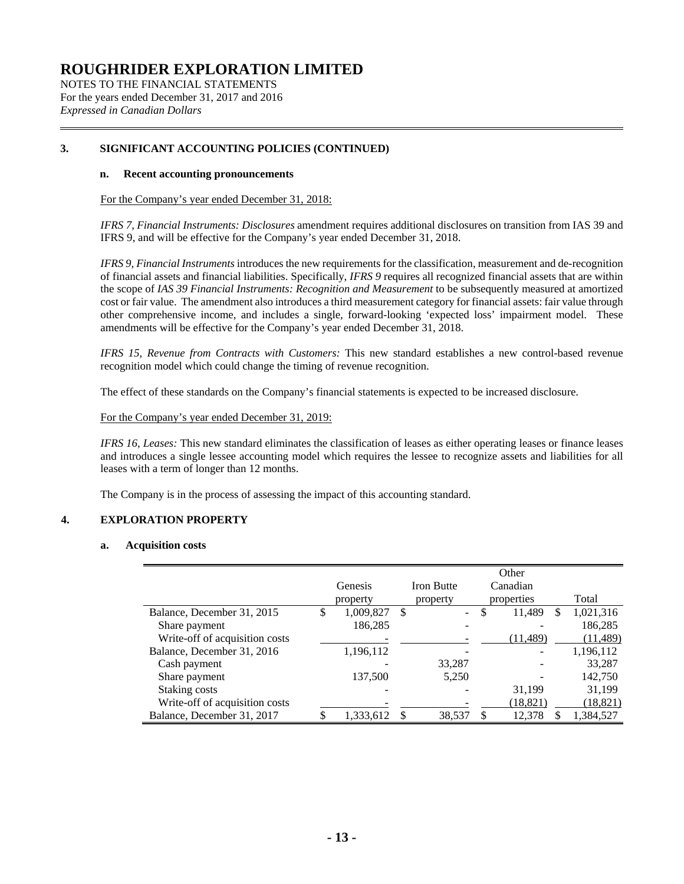# ROUGHRIDER EXPLORATION LIMITED

NOTES TO THE FINANCIAL STATEMENTS
For the years ended December 31, 2017 and 2016
*Expressed in Canadian Dollars*

## 3. SIGNIFICANT ACCOUNTING POLICIES (CONTINUED)

### n. Recent accounting pronouncements

For the Company's year ended December 31, 2018:

*IFRS 7, Financial Instruments: Disclosures* amendment requires additional disclosures on transition from IAS 39 and IFRS 9, and will be effective for the Company's year ended December 31, 2018.

*IFRS 9, Financial Instruments* introduces the new requirements for the classification, measurement and de-recognition of financial assets and financial liabilities. Specifically, *IFRS 9* requires all recognized financial assets that are within the scope of *IAS 39 Financial Instruments: Recognition and Measurement* to be subsequently measured at amortized cost or fair value. The amendment also introduces a third measurement category for financial assets: fair value through other comprehensive income, and includes a single, forward-looking 'expected loss' impairment model. These amendments will be effective for the Company's year ended December 31, 2018.

*IFRS 15, Revenue from Contracts with Customers:* This new standard establishes a new control-based revenue recognition model which could change the timing of revenue recognition.

The effect of these standards on the Company's financial statements is expected to be increased disclosure.

For the Company's year ended December 31, 2019:

*IFRS 16, Leases:* This new standard eliminates the classification of leases as either operating leases or finance leases and introduces a single lessee accounting model which requires the lessee to recognize assets and liabilities for all leases with a term of longer than 12 months.

The Company is in the process of assessing the impact of this accounting standard.

## 4. EXPLORATION PROPERTY

### a. Acquisition costs

| | Genesis property | Iron Butte property | Other Canadian properties | Total |
|---|---|---|---|---|
| Balance, December 31, 2015 | $ 1,009,827 | $ - | $ 11,489 | $ 1,021,316 |
| Share payment | 186,285 | - | - | 186,285 |
| Write-off of acquisition costs | - | - | (11,489) | (11,489) |
| Balance, December 31, 2016 | 1,196,112 | - | - | 1,196,112 |
| Cash payment | - | 33,287 | - | 33,287 |
| Share payment | 137,500 | 5,250 | - | 142,750 |
| Staking costs | - | - | 31,199 | 31,199 |
| Write-off of acquisition costs | - | - | (18,821) | (18,821) |
| Balance, December 31, 2017 | $ 1,333,612 | $ 38,537 | $ 12,378 | $ 1,384,527 |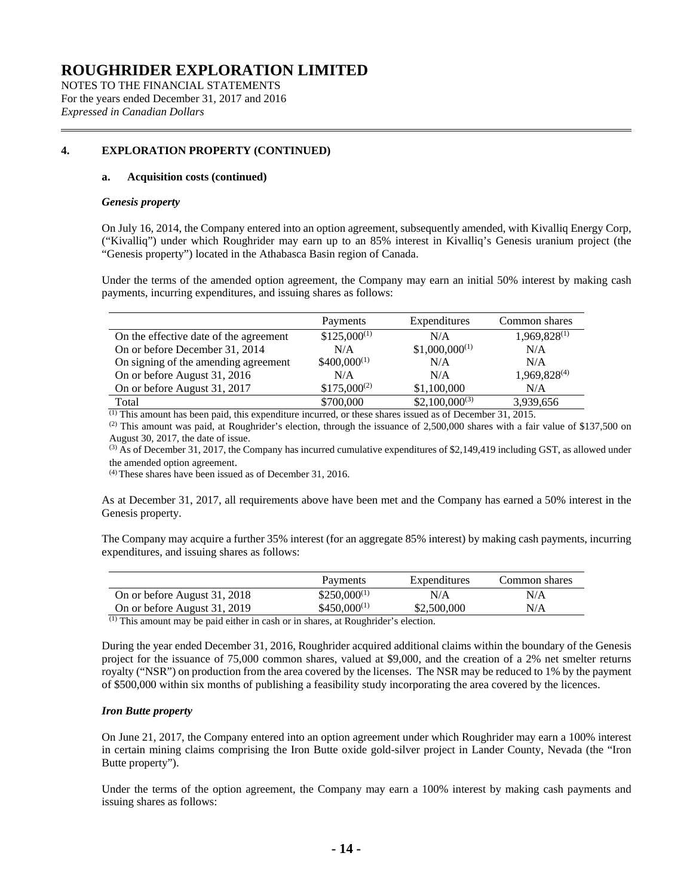# ROUGHRIDER EXPLORATION LIMITED

NOTES TO THE FINANCIAL STATEMENTS
For the years ended December 31, 2017 and 2016
*Expressed in Canadian Dollars*

## 4. EXPLORATION PROPERTY (CONTINUED)

### a. Acquisition costs (continued)

***Genesis property***

On July 16, 2014, the Company entered into an option agreement, subsequently amended, with Kivalliq Energy Corp, ("Kivalliq") under which Roughrider may earn up to an 85% interest in Kivalliq's Genesis uranium project (the "Genesis property") located in the Athabasca Basin region of Canada.

Under the terms of the amended option agreement, the Company may earn an initial 50% interest by making cash payments, incurring expenditures, and issuing shares as follows:

| | Payments | Expenditures | Common shares |
|---|---|---|---|
| On the effective date of the agreement | $125,000[1] | N/A | 1,969,828[1] |
| On or before December 31, 2014 | N/A | $1,000,000[1] | N/A |
| On signing of the amending agreement | $400,000[1] | N/A | N/A |
| On or before August 31, 2016 | N/A | N/A | 1,969,828[4] |
| On or before August 31, 2017 | $175,000[2] | $1,100,000 | N/A |
| Total | $700,000 | $2,100,000[3] | 3,939,656 |

[1] This amount has been paid, this expenditure incurred, or these shares issued as of December 31, 2015.

[2] This amount was paid, at Roughrider's election, through the issuance of 2,500,000 shares with a fair value of $137,500 on August 30, 2017, the date of issue.

[3] As of December 31, 2017, the Company has incurred cumulative expenditures of $2,149,419 including GST, as allowed under the amended option agreement.

[4] These shares have been issued as of December 31, 2016.

As at December 31, 2017, all requirements above have been met and the Company has earned a 50% interest in the Genesis property.

The Company may acquire a further 35% interest (for an aggregate 85% interest) by making cash payments, incurring expenditures, and issuing shares as follows:

| | Payments | Expenditures | Common shares |
|---|---|---|---|
| On or before August 31, 2018 | $250,000[1] | N/A | N/A |
| On or before August 31, 2019 | $450,000[1] | $2,500,000 | N/A |

[1] This amount may be paid either in cash or in shares, at Roughrider's election.

During the year ended December 31, 2016, Roughrider acquired additional claims within the boundary of the Genesis project for the issuance of 75,000 common shares, valued at $9,000, and the creation of a 2% net smelter returns royalty ("NSR") on production from the area covered by the licenses. The NSR may be reduced to 1% by the payment of $500,000 within six months of publishing a feasibility study incorporating the area covered by the licences.

***Iron Butte property***

On June 21, 2017, the Company entered into an option agreement under which Roughrider may earn a 100% interest in certain mining claims comprising the Iron Butte oxide gold-silver project in Lander County, Nevada (the "Iron Butte property").

Under the terms of the option agreement, the Company may earn a 100% interest by making cash payments and issuing shares as follows: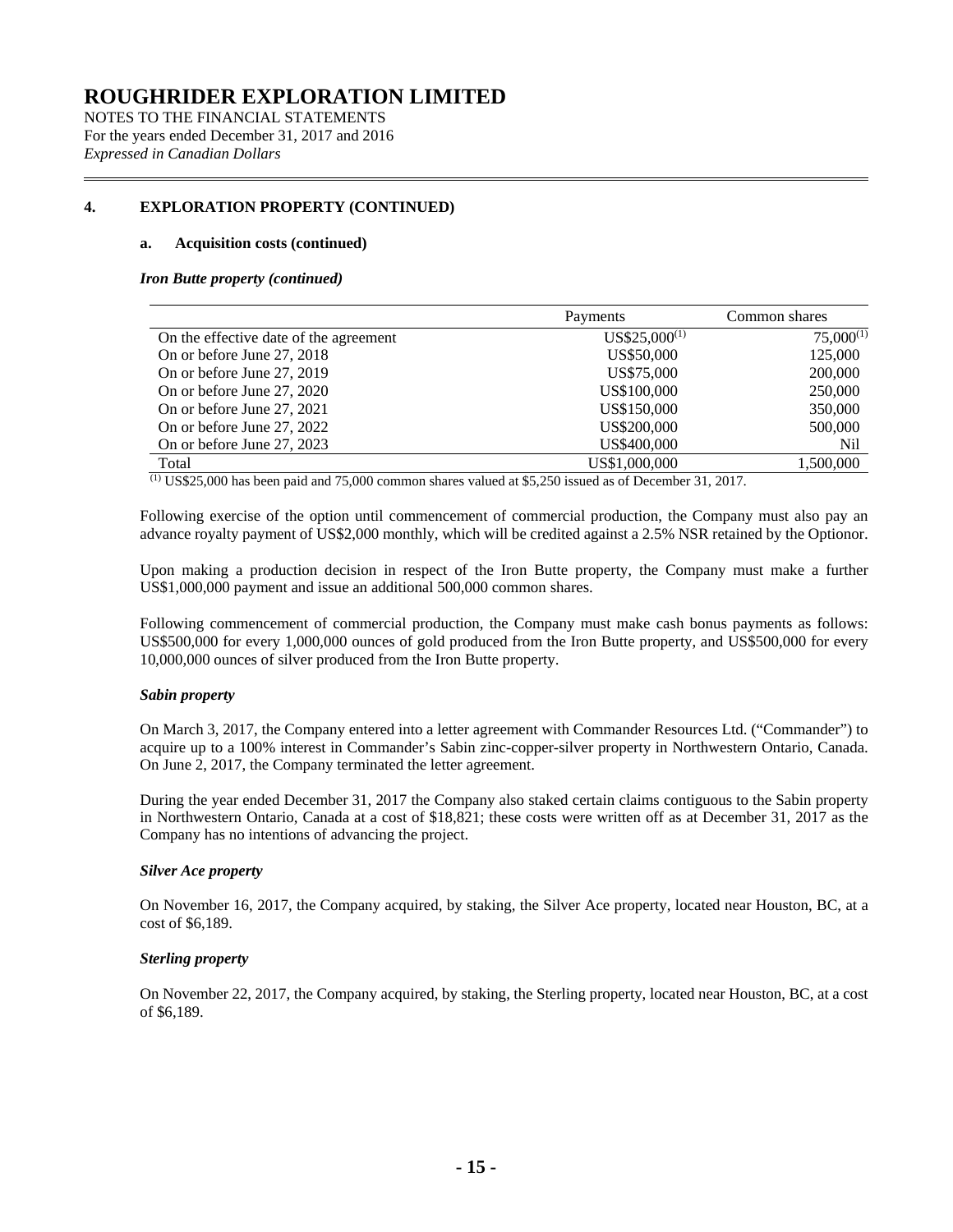# ROUGHRIDER EXPLORATION LIMITED

NOTES TO THE FINANCIAL STATEMENTS
For the years ended December 31, 2017 and 2016
*Expressed in Canadian Dollars*

## 4. EXPLORATION PROPERTY (CONTINUED)

### a. Acquisition costs (continued)

***Iron Butte property (continued)***

| | Payments | Common shares |
|---|---|---|
| On the effective date of the agreement | US$25,000[1] | 75,000[1] |
| On or before June 27, 2018 | US$50,000 | 125,000 |
| On or before June 27, 2019 | US$75,000 | 200,000 |
| On or before June 27, 2020 | US$100,000 | 250,000 |
| On or before June 27, 2021 | US$150,000 | 350,000 |
| On or before June 27, 2022 | US$200,000 | 500,000 |
| On or before June 27, 2023 | US$400,000 | Nil |
| Total | US$1,000,000 | 1,500,000 |

[1] US$25,000 has been paid and 75,000 common shares valued at $5,250 issued as of December 31, 2017.

Following exercise of the option until commencement of commercial production, the Company must also pay an advance royalty payment of US$2,000 monthly, which will be credited against a 2.5% NSR retained by the Optionor.

Upon making a production decision in respect of the Iron Butte property, the Company must make a further US$1,000,000 payment and issue an additional 500,000 common shares.

Following commencement of commercial production, the Company must make cash bonus payments as follows: US$500,000 for every 1,000,000 ounces of gold produced from the Iron Butte property, and US$500,000 for every 10,000,000 ounces of silver produced from the Iron Butte property.

***Sabin property***

On March 3, 2017, the Company entered into a letter agreement with Commander Resources Ltd. ("Commander") to acquire up to a 100% interest in Commander's Sabin zinc-copper-silver property in Northwestern Ontario, Canada. On June 2, 2017, the Company terminated the letter agreement.

During the year ended December 31, 2017 the Company also staked certain claims contiguous to the Sabin property in Northwestern Ontario, Canada at a cost of $18,821; these costs were written off as at December 31, 2017 as the Company has no intentions of advancing the project.

***Silver Ace property***

On November 16, 2017, the Company acquired, by staking, the Silver Ace property, located near Houston, BC, at a cost of $6,189.

***Sterling property***

On November 22, 2017, the Company acquired, by staking, the Sterling property, located near Houston, BC, at a cost of $6,189.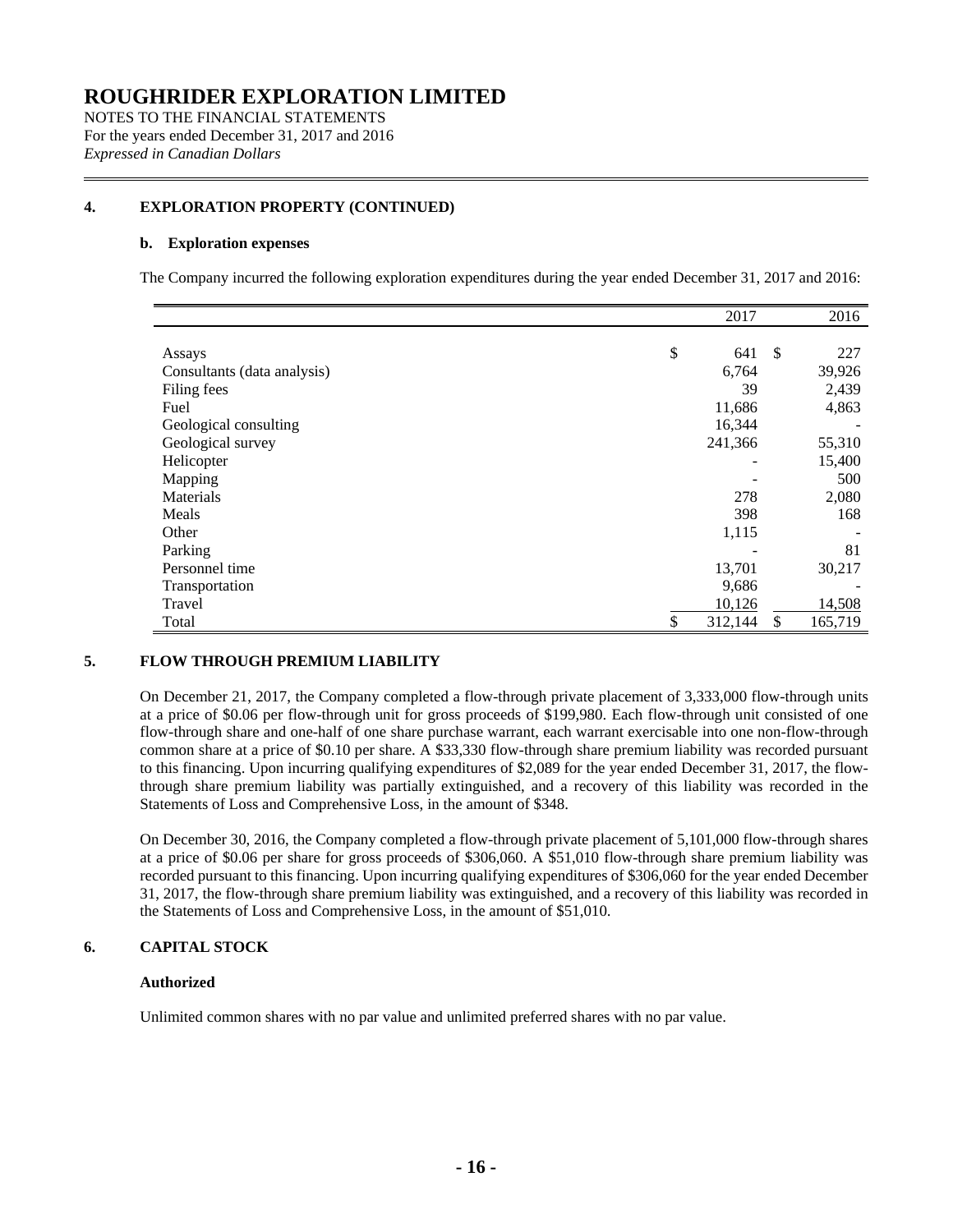# ROUGHRIDER EXPLORATION LIMITED

NOTES TO THE FINANCIAL STATEMENTS
For the years ended December 31, 2017 and 2016
*Expressed in Canadian Dollars*

## 4. EXPLORATION PROPERTY (CONTINUED)

### b. Exploration expenses

The Company incurred the following exploration expenditures during the year ended December 31, 2017 and 2016:

| | 2017 | 2016 |
|---|---|---|
| Assays | $ 641 | $ 227 |
| Consultants (data analysis) | 6,764 | 39,926 |
| Filing fees | 39 | 2,439 |
| Fuel | 11,686 | 4,863 |
| Geological consulting | 16,344 | - |
| Geological survey | 241,366 | 55,310 |
| Helicopter | - | 15,400 |
| Mapping | - | 500 |
| Materials | 278 | 2,080 |
| Meals | 398 | 168 |
| Other | 1,115 | - |
| Parking | - | 81 |
| Personnel time | 13,701 | 30,217 |
| Transportation | 9,686 | - |
| Travel | 10,126 | 14,508 |
| Total | $ 312,144 | $ 165,719 |

## 5. FLOW THROUGH PREMIUM LIABILITY

On December 21, 2017, the Company completed a flow-through private placement of 3,333,000 flow-through units at a price of $0.06 per flow-through unit for gross proceeds of $199,980. Each flow-through unit consisted of one flow-through share and one-half of one share purchase warrant, each warrant exercisable into one non-flow-through common share at a price of $0.10 per share. A $33,330 flow-through share premium liability was recorded pursuant to this financing. Upon incurring qualifying expenditures of $2,089 for the year ended December 31, 2017, the flow-through share premium liability was partially extinguished, and a recovery of this liability was recorded in the Statements of Loss and Comprehensive Loss, in the amount of $348.

On December 30, 2016, the Company completed a flow-through private placement of 5,101,000 flow-through shares at a price of $0.06 per share for gross proceeds of $306,060. A $51,010 flow-through share premium liability was recorded pursuant to this financing. Upon incurring qualifying expenditures of $306,060 for the year ended December 31, 2017, the flow-through share premium liability was extinguished, and a recovery of this liability was recorded in the Statements of Loss and Comprehensive Loss, in the amount of $51,010.

## 6. CAPITAL STOCK

**Authorized**

Unlimited common shares with no par value and unlimited preferred shares with no par value.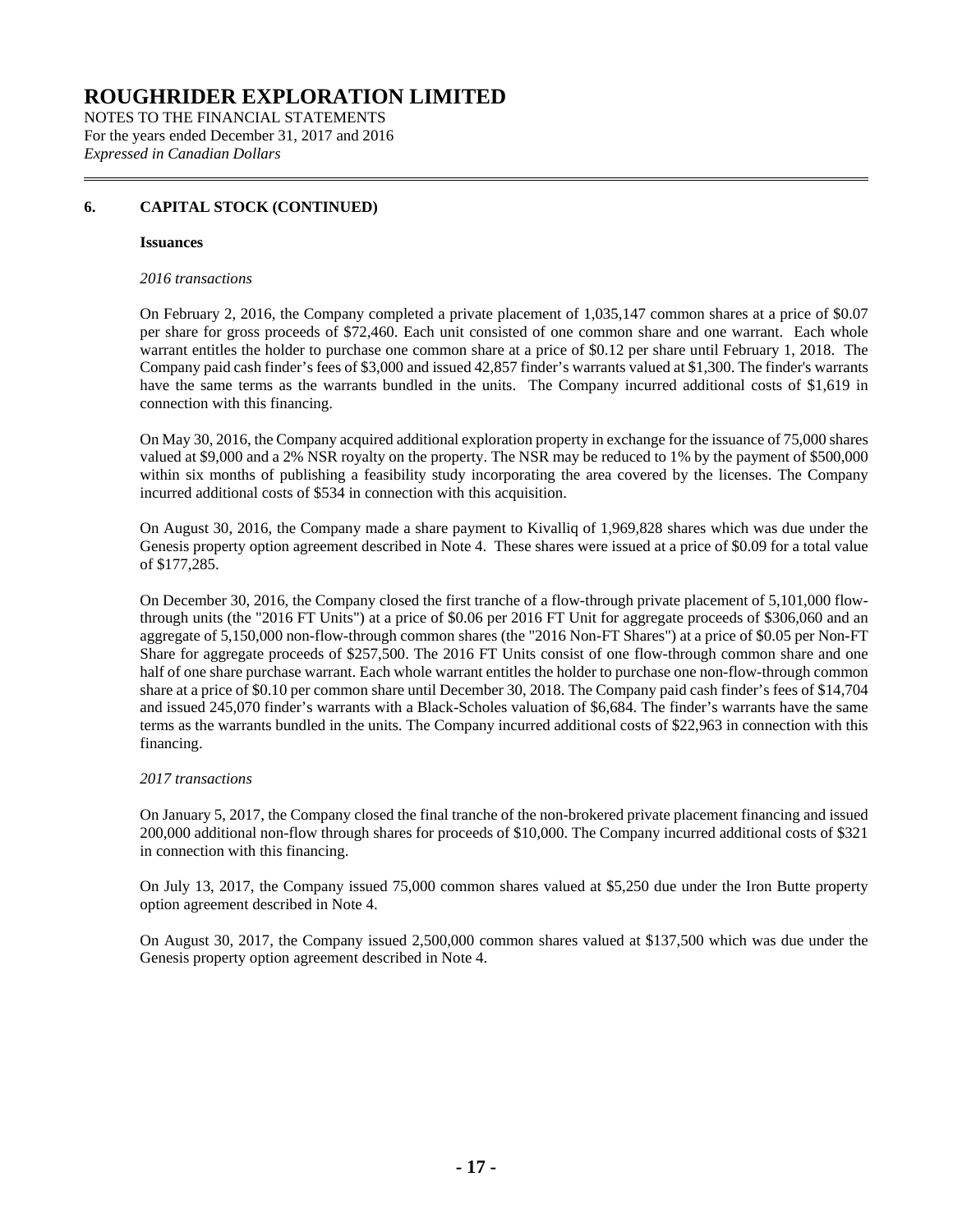# ROUGHRIDER EXPLORATION LIMITED

NOTES TO THE FINANCIAL STATEMENTS
For the years ended December 31, 2017 and 2016
*Expressed in Canadian Dollars*

## 6. CAPITAL STOCK (CONTINUED)

**Issuances**

*2016 transactions*

On February 2, 2016, the Company completed a private placement of 1,035,147 common shares at a price of $0.07 per share for gross proceeds of $72,460. Each unit consisted of one common share and one warrant. Each whole warrant entitles the holder to purchase one common share at a price of $0.12 per share until February 1, 2018. The Company paid cash finder's fees of $3,000 and issued 42,857 finder's warrants valued at $1,300. The finder's warrants have the same terms as the warrants bundled in the units. The Company incurred additional costs of $1,619 in connection with this financing.

On May 30, 2016, the Company acquired additional exploration property in exchange for the issuance of 75,000 shares valued at $9,000 and a 2% NSR royalty on the property. The NSR may be reduced to 1% by the payment of $500,000 within six months of publishing a feasibility study incorporating the area covered by the licenses. The Company incurred additional costs of $534 in connection with this acquisition.

On August 30, 2016, the Company made a share payment to Kivalliq of 1,969,828 shares which was due under the Genesis property option agreement described in Note 4. These shares were issued at a price of $0.09 for a total value of $177,285.

On December 30, 2016, the Company closed the first tranche of a flow-through private placement of 5,101,000 flow-through units (the "2016 FT Units") at a price of $0.06 per 2016 FT Unit for aggregate proceeds of $306,060 and an aggregate of 5,150,000 non-flow-through common shares (the "2016 Non-FT Shares") at a price of $0.05 per Non-FT Share for aggregate proceeds of $257,500. The 2016 FT Units consist of one flow-through common share and one half of one share purchase warrant. Each whole warrant entitles the holder to purchase one non-flow-through common share at a price of $0.10 per common share until December 30, 2018. The Company paid cash finder's fees of $14,704 and issued 245,070 finder's warrants with a Black-Scholes valuation of $6,684. The finder's warrants have the same terms as the warrants bundled in the units. The Company incurred additional costs of $22,963 in connection with this financing.

*2017 transactions*

On January 5, 2017, the Company closed the final tranche of the non-brokered private placement financing and issued 200,000 additional non-flow through shares for proceeds of $10,000. The Company incurred additional costs of $321 in connection with this financing.

On July 13, 2017, the Company issued 75,000 common shares valued at $5,250 due under the Iron Butte property option agreement described in Note 4.

On August 30, 2017, the Company issued 2,500,000 common shares valued at $137,500 which was due under the Genesis property option agreement described in Note 4.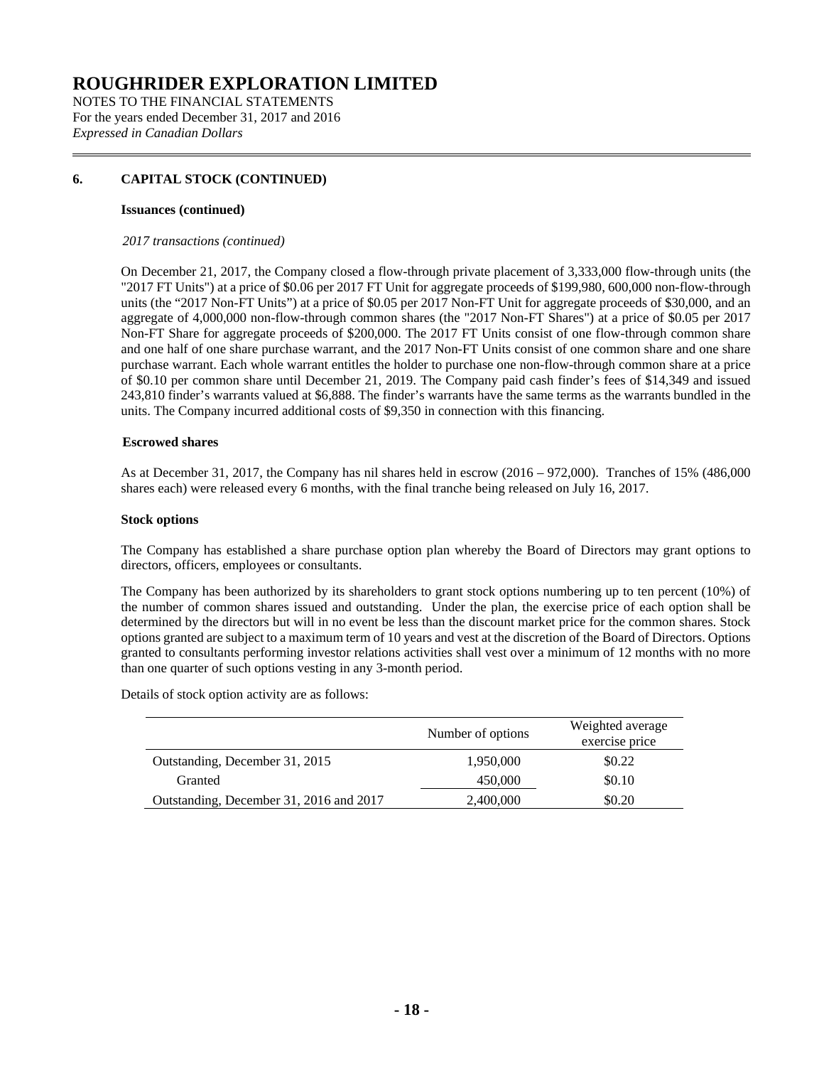# ROUGHRIDER EXPLORATION LIMITED

NOTES TO THE FINANCIAL STATEMENTS
For the years ended December 31, 2017 and 2016
*Expressed in Canadian Dollars*

## 6. CAPITAL STOCK (CONTINUED)

**Issuances (continued)**

*2017 transactions (continued)*

On December 21, 2017, the Company closed a flow-through private placement of 3,333,000 flow-through units (the "2017 FT Units") at a price of $0.06 per 2017 FT Unit for aggregate proceeds of $199,980, 600,000 non-flow-through units (the "2017 Non-FT Units") at a price of $0.05 per 2017 Non-FT Unit for aggregate proceeds of $30,000, and an aggregate of 4,000,000 non-flow-through common shares (the "2017 Non-FT Shares") at a price of $0.05 per 2017 Non-FT Share for aggregate proceeds of $200,000. The 2017 FT Units consist of one flow-through common share and one half of one share purchase warrant, and the 2017 Non-FT Units consist of one common share and one share purchase warrant. Each whole warrant entitles the holder to purchase one non-flow-through common share at a price of $0.10 per common share until December 21, 2019. The Company paid cash finder's fees of $14,349 and issued 243,810 finder's warrants valued at $6,888. The finder's warrants have the same terms as the warrants bundled in the units. The Company incurred additional costs of $9,350 in connection with this financing.

**Escrowed shares**

As at December 31, 2017, the Company has nil shares held in escrow (2016 – 972,000). Tranches of 15% (486,000 shares each) were released every 6 months, with the final tranche being released on July 16, 2017.

**Stock options**

The Company has established a share purchase option plan whereby the Board of Directors may grant options to directors, officers, employees or consultants.

The Company has been authorized by its shareholders to grant stock options numbering up to ten percent (10%) of the number of common shares issued and outstanding. Under the plan, the exercise price of each option shall be determined by the directors but will in no event be less than the discount market price for the common shares. Stock options granted are subject to a maximum term of 10 years and vest at the discretion of the Board of Directors. Options granted to consultants performing investor relations activities shall vest over a minimum of 12 months with no more than one quarter of such options vesting in any 3-month period.

Details of stock option activity are as follows:

| | Number of options | Weighted average exercise price |
|---|---|---|
| Outstanding, December 31, 2015 | 1,950,000 | $0.22 |
| Granted | 450,000 | $0.10 |
| Outstanding, December 31, 2016 and 2017 | 2,400,000 | $0.20 |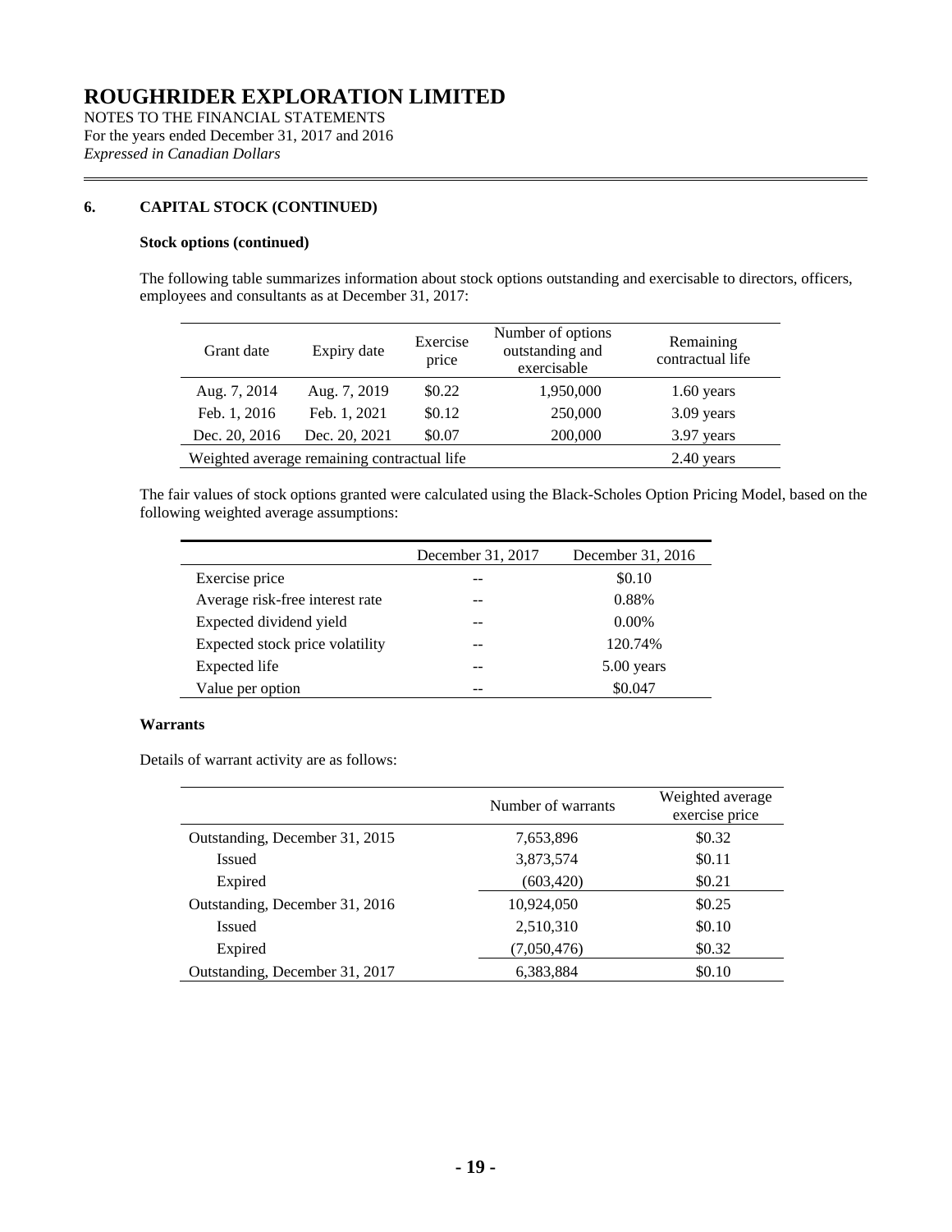# ROUGHRIDER EXPLORATION LIMITED

NOTES TO THE FINANCIAL STATEMENTS
For the years ended December 31, 2017 and 2016
*Expressed in Canadian Dollars*

## 6. CAPITAL STOCK (CONTINUED)

### Stock options (continued)

The following table summarizes information about stock options outstanding and exercisable to directors, officers, employees and consultants as at December 31, 2017:

| Grant date | Expiry date | Exercise price | Number of options outstanding and exercisable | Remaining contractual life |
|---|---|---|---|---|
| Aug. 7, 2014 | Aug. 7, 2019 | \$0.22 | 1,950,000 | 1.60 years |
| Feb. 1, 2016 | Feb. 1, 2021 | \$0.12 | 250,000 | 3.09 years |
| Dec. 20, 2016 | Dec. 20, 2021 | \$0.07 | 200,000 | 3.97 years |
| Weighted average remaining contractual life | | | | 2.40 years |

The fair values of stock options granted were calculated using the Black-Scholes Option Pricing Model, based on the following weighted average assumptions:

| | December 31, 2017 | December 31, 2016 |
|---|---|---|
| Exercise price | -- | \$0.10 |
| Average risk-free interest rate | -- | 0.88% |
| Expected dividend yield | -- | 0.00% |
| Expected stock price volatility | -- | 120.74% |
| Expected life | -- | 5.00 years |
| Value per option | -- | \$0.047 |

### Warrants

Details of warrant activity are as follows:

| | Number of warrants | Weighted average exercise price |
|---|---|---|
| Outstanding, December 31, 2015 | 7,653,896 | \$0.32 |
| Issued | 3,873,574 | \$0.11 |
| Expired | (603,420) | \$0.21 |
| Outstanding, December 31, 2016 | 10,924,050 | \$0.25 |
| Issued | 2,510,310 | \$0.10 |
| Expired | (7,050,476) | \$0.32 |
| Outstanding, December 31, 2017 | 6,383,884 | \$0.10 |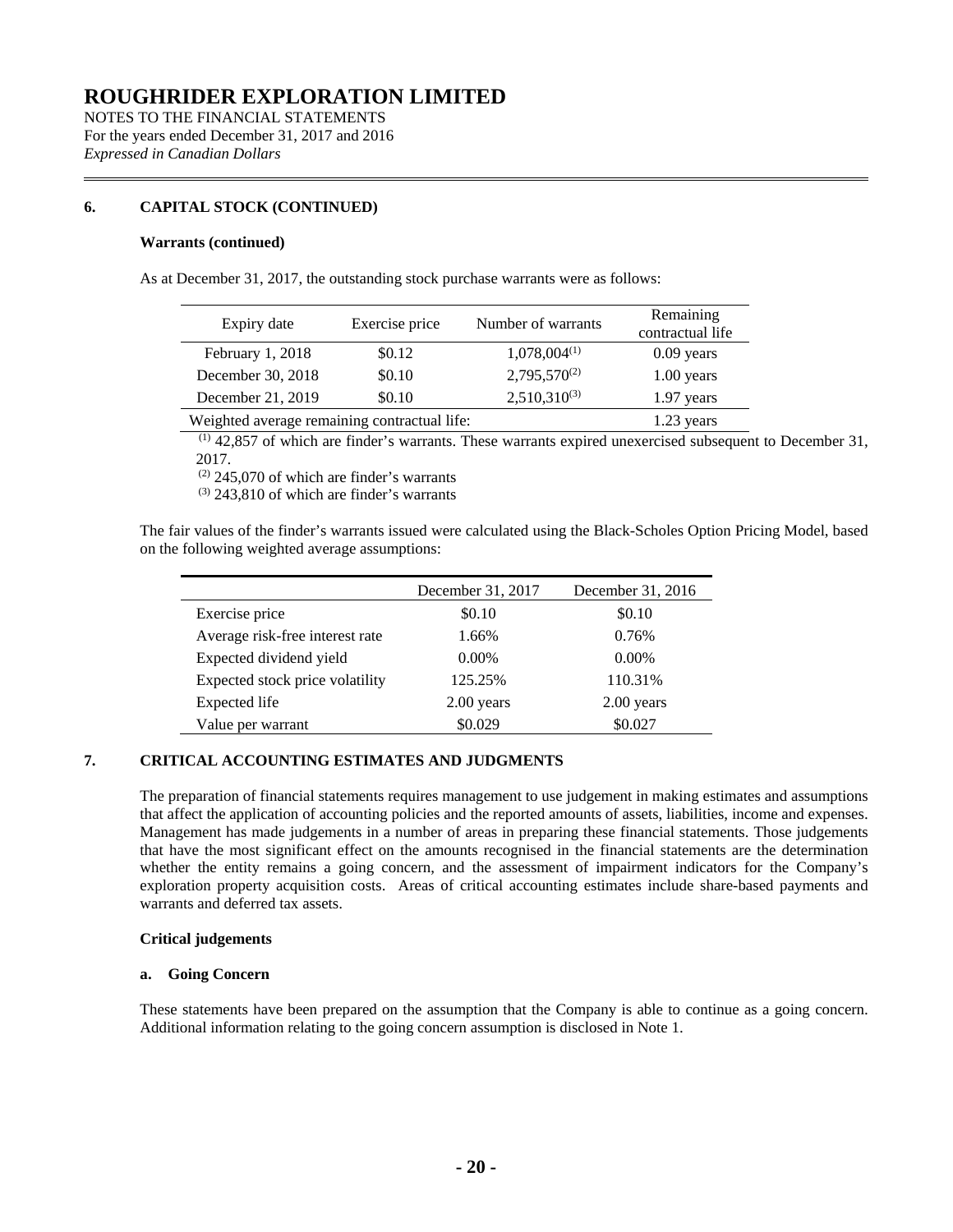# ROUGHRIDER EXPLORATION LIMITED

NOTES TO THE FINANCIAL STATEMENTS
For the years ended December 31, 2017 and 2016
*Expressed in Canadian Dollars*

## 6. CAPITAL STOCK (CONTINUED)

**Warrants (continued)**

As at December 31, 2017, the outstanding stock purchase warrants were as follows:

| Expiry date | Exercise price | Number of warrants | Remaining contractual life |
|---|---|---|---|
| February 1, 2018 | $0.12 | 1,078,004[(1)] | 0.09 years |
| December 30, 2018 | $0.10 | 2,795,570[(2)] | 1.00 years |
| December 21, 2019 | $0.10 | 2,510,310[(3)] | 1.97 years |
| Weighted average remaining contractual life: | | | 1.23 years |

[(1)] 42,857 of which are finder's warrants. These warrants expired unexercised subsequent to December 31, 2017.
[(2)] 245,070 of which are finder's warrants
[(3)] 243,810 of which are finder's warrants

The fair values of the finder's warrants issued were calculated using the Black-Scholes Option Pricing Model, based on the following weighted average assumptions:

| | December 31, 2017 | December 31, 2016 |
|---|---|---|
| Exercise price | $0.10 | $0.10 |
| Average risk-free interest rate | 1.66% | 0.76% |
| Expected dividend yield | 0.00% | 0.00% |
| Expected stock price volatility | 125.25% | 110.31% |
| Expected life | 2.00 years | 2.00 years |
| Value per warrant | $0.029 | $0.027 |

## 7. CRITICAL ACCOUNTING ESTIMATES AND JUDGMENTS

The preparation of financial statements requires management to use judgement in making estimates and assumptions that affect the application of accounting policies and the reported amounts of assets, liabilities, income and expenses. Management has made judgements in a number of areas in preparing these financial statements. Those judgements that have the most significant effect on the amounts recognised in the financial statements are the determination whether the entity remains a going concern, and the assessment of impairment indicators for the Company's exploration property acquisition costs. Areas of critical accounting estimates include share-based payments and warrants and deferred tax assets.

**Critical judgements**

**a. Going Concern**

These statements have been prepared on the assumption that the Company is able to continue as a going concern. Additional information relating to the going concern assumption is disclosed in Note 1.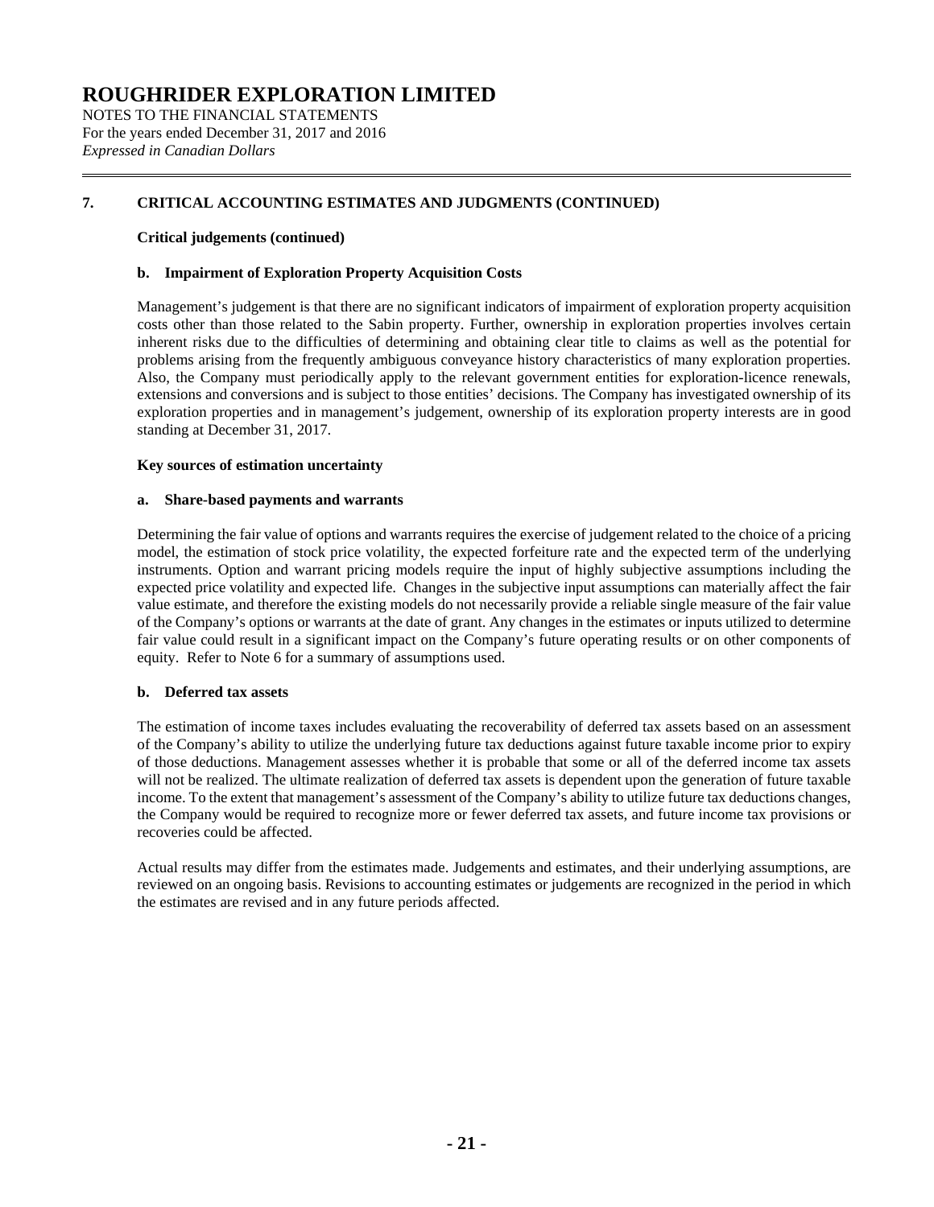## 7. CRITICAL ACCOUNTING ESTIMATES AND JUDGMENTS (CONTINUED)

### Critical judgements (continued)

#### b. Impairment of Exploration Property Acquisition Costs

Management's judgement is that there are no significant indicators of impairment of exploration property acquisition costs other than those related to the Sabin property. Further, ownership in exploration properties involves certain inherent risks due to the difficulties of determining and obtaining clear title to claims as well as the potential for problems arising from the frequently ambiguous conveyance history characteristics of many exploration properties. Also, the Company must periodically apply to the relevant government entities for exploration-licence renewals, extensions and conversions and is subject to those entities' decisions. The Company has investigated ownership of its exploration properties and in management's judgement, ownership of its exploration property interests are in good standing at December 31, 2017.

### Key sources of estimation uncertainty

#### a. Share-based payments and warrants

Determining the fair value of options and warrants requires the exercise of judgement related to the choice of a pricing model, the estimation of stock price volatility, the expected forfeiture rate and the expected term of the underlying instruments. Option and warrant pricing models require the input of highly subjective assumptions including the expected price volatility and expected life. Changes in the subjective input assumptions can materially affect the fair value estimate, and therefore the existing models do not necessarily provide a reliable single measure of the fair value of the Company's options or warrants at the date of grant. Any changes in the estimates or inputs utilized to determine fair value could result in a significant impact on the Company's future operating results or on other components of equity. Refer to Note 6 for a summary of assumptions used.

#### b. Deferred tax assets

The estimation of income taxes includes evaluating the recoverability of deferred tax assets based on an assessment of the Company's ability to utilize the underlying future tax deductions against future taxable income prior to expiry of those deductions. Management assesses whether it is probable that some or all of the deferred income tax assets will not be realized. The ultimate realization of deferred tax assets is dependent upon the generation of future taxable income. To the extent that management's assessment of the Company's ability to utilize future tax deductions changes, the Company would be required to recognize more or fewer deferred tax assets, and future income tax provisions or recoveries could be affected.

Actual results may differ from the estimates made. Judgements and estimates, and their underlying assumptions, are reviewed on an ongoing basis. Revisions to accounting estimates or judgements are recognized in the period in which the estimates are revised and in any future periods affected.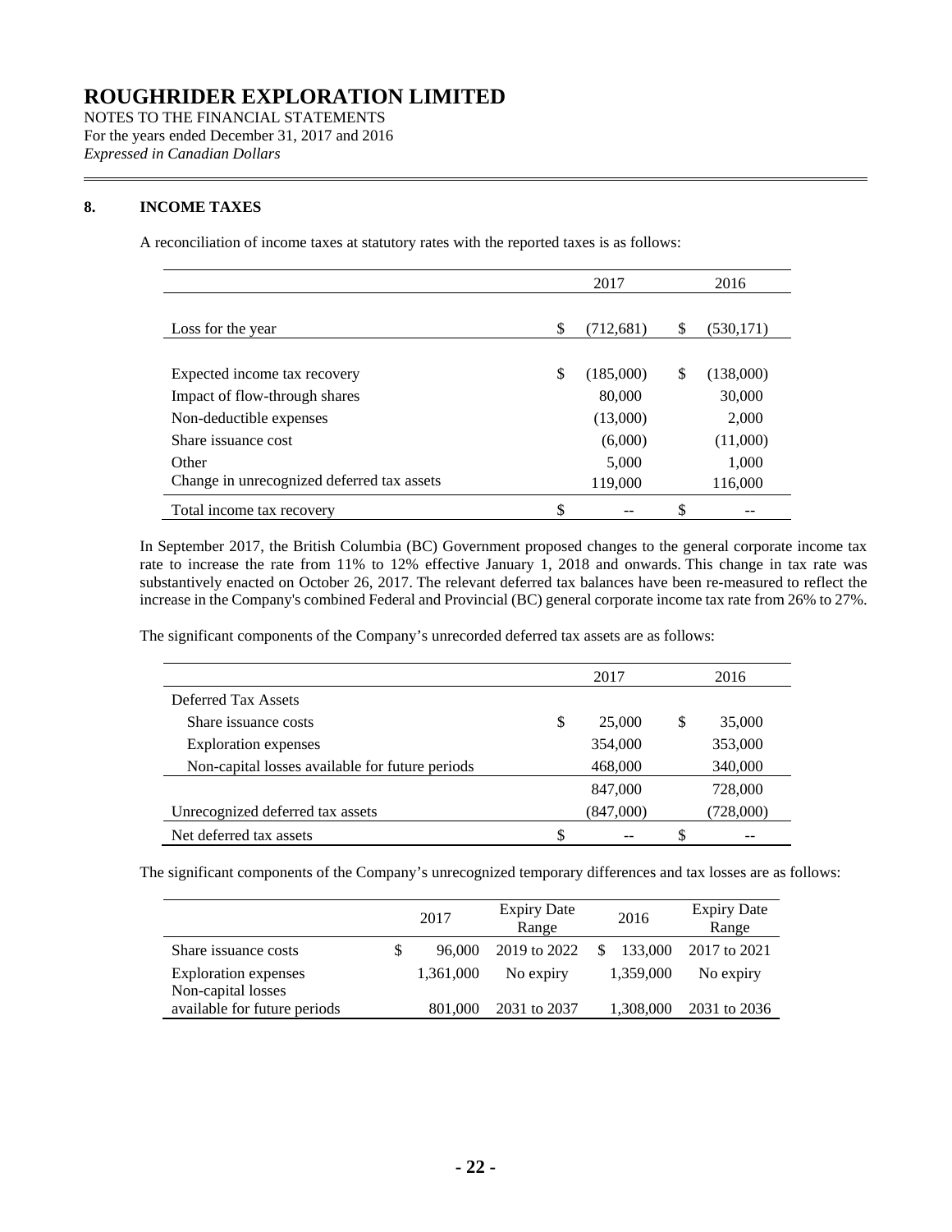# ROUGHRIDER EXPLORATION LIMITED

NOTES TO THE FINANCIAL STATEMENTS
For the years ended December 31, 2017 and 2016
*Expressed in Canadian Dollars*

## 8. INCOME TAXES

A reconciliation of income taxes at statutory rates with the reported taxes is as follows:

| | 2017 | 2016 |
|---|---|---|
| Loss for the year | $ (712,681) | $ (530,171) |
| Expected income tax recovery | $ (185,000) | $ (138,000) |
| Impact of flow-through shares | 80,000 | 30,000 |
| Non-deductible expenses | (13,000) | 2,000 |
| Share issuance cost | (6,000) | (11,000) |
| Other | 5,000 | 1,000 |
| Change in unrecognized deferred tax assets | 119,000 | 116,000 |
| Total income tax recovery | $ -- | $ -- |

In September 2017, the British Columbia (BC) Government proposed changes to the general corporate income tax rate to increase the rate from 11% to 12% effective January 1, 2018 and onwards. This change in tax rate was substantively enacted on October 26, 2017. The relevant deferred tax balances have been re-measured to reflect the increase in the Company's combined Federal and Provincial (BC) general corporate income tax rate from 26% to 27%.

The significant components of the Company's unrecorded deferred tax assets are as follows:

| | 2017 | 2016 |
|---|---|---|
| Deferred Tax Assets | | |
| Share issuance costs | $ 25,000 | $ 35,000 |
| Exploration expenses | 354,000 | 353,000 |
| Non-capital losses available for future periods | 468,000 | 340,000 |
| | 847,000 | 728,000 |
| Unrecognized deferred tax assets | (847,000) | (728,000) |
| Net deferred tax assets | $ -- | $ -- |

The significant components of the Company's unrecognized temporary differences and tax losses are as follows:

| | 2017 | Expiry Date Range | 2016 | Expiry Date Range |
|---|---|---|---|---|
| Share issuance costs | $ 96,000 | 2019 to 2022 | $ 133,000 | 2017 to 2021 |
| Exploration expenses | 1,361,000 | No expiry | 1,359,000 | No expiry |
| Non-capital losses available for future periods | 801,000 | 2031 to 2037 | 1,308,000 | 2031 to 2036 |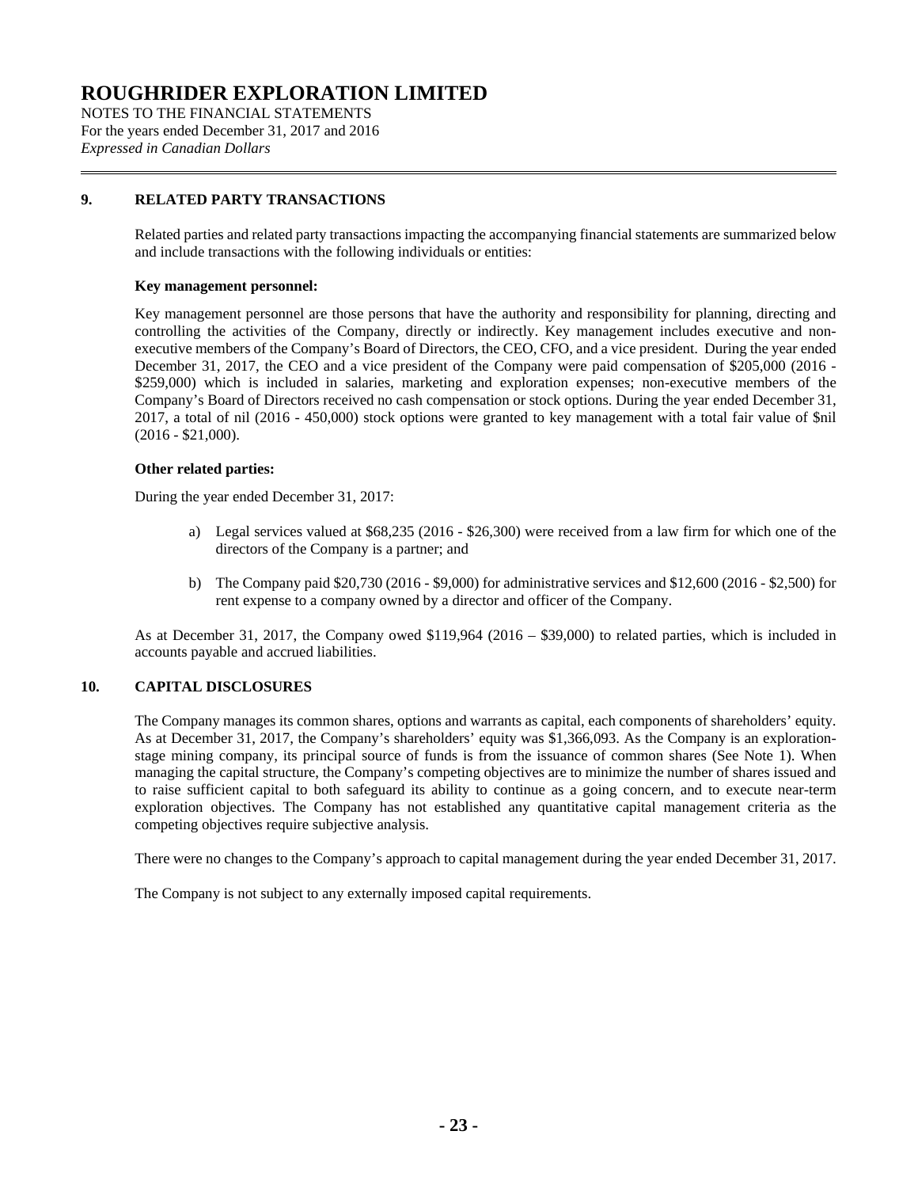# ROUGHRIDER EXPLORATION LIMITED

NOTES TO THE FINANCIAL STATEMENTS
For the years ended December 31, 2017 and 2016
*Expressed in Canadian Dollars*

## 9. RELATED PARTY TRANSACTIONS

Related parties and related party transactions impacting the accompanying financial statements are summarized below and include transactions with the following individuals or entities:

**Key management personnel:**

Key management personnel are those persons that have the authority and responsibility for planning, directing and controlling the activities of the Company, directly or indirectly. Key management includes executive and non-executive members of the Company's Board of Directors, the CEO, CFO, and a vice president. During the year ended December 31, 2017, the CEO and a vice president of the Company were paid compensation of $205,000 (2016 - $259,000) which is included in salaries, marketing and exploration expenses; non-executive members of the Company's Board of Directors received no cash compensation or stock options. During the year ended December 31, 2017, a total of nil (2016 - 450,000) stock options were granted to key management with a total fair value of $nil (2016 - $21,000).

**Other related parties:**

During the year ended December 31, 2017:

a) Legal services valued at $68,235 (2016 - $26,300) were received from a law firm for which one of the directors of the Company is a partner; and

b) The Company paid $20,730 (2016 - $9,000) for administrative services and $12,600 (2016 - $2,500) for rent expense to a company owned by a director and officer of the Company.

As at December 31, 2017, the Company owed $119,964 (2016 – $39,000) to related parties, which is included in accounts payable and accrued liabilities.

## 10. CAPITAL DISCLOSURES

The Company manages its common shares, options and warrants as capital, each components of shareholders' equity. As at December 31, 2017, the Company's shareholders' equity was $1,366,093. As the Company is an exploration-stage mining company, its principal source of funds is from the issuance of common shares (See Note 1). When managing the capital structure, the Company's competing objectives are to minimize the number of shares issued and to raise sufficient capital to both safeguard its ability to continue as a going concern, and to execute near-term exploration objectives. The Company has not established any quantitative capital management criteria as the competing objectives require subjective analysis.

There were no changes to the Company's approach to capital management during the year ended December 31, 2017.

The Company is not subject to any externally imposed capital requirements.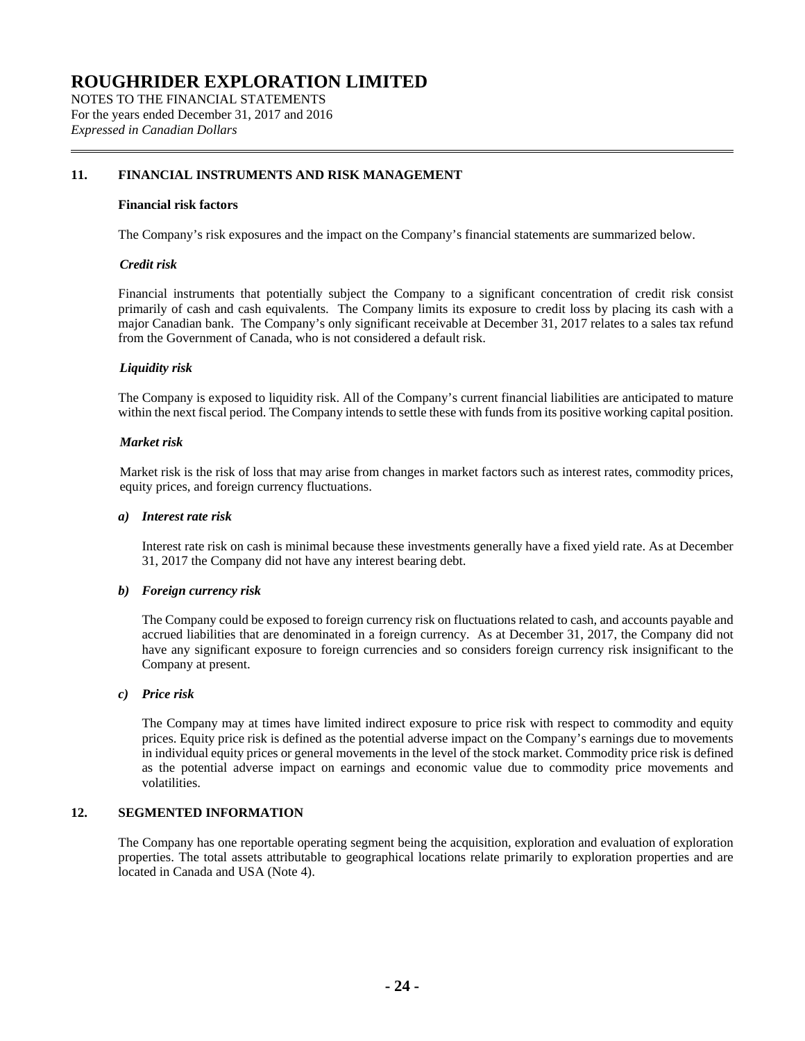## 11. FINANCIAL INSTRUMENTS AND RISK MANAGEMENT

**Financial risk factors**

The Company's risk exposures and the impact on the Company's financial statements are summarized below.

***Credit risk***

Financial instruments that potentially subject the Company to a significant concentration of credit risk consist primarily of cash and cash equivalents. The Company limits its exposure to credit loss by placing its cash with a major Canadian bank. The Company's only significant receivable at December 31, 2017 relates to a sales tax refund from the Government of Canada, who is not considered a default risk.

***Liquidity risk***

The Company is exposed to liquidity risk. All of the Company's current financial liabilities are anticipated to mature within the next fiscal period. The Company intends to settle these with funds from its positive working capital position.

***Market risk***

Market risk is the risk of loss that may arise from changes in market factors such as interest rates, commodity prices, equity prices, and foreign currency fluctuations.

***a) Interest rate risk***

Interest rate risk on cash is minimal because these investments generally have a fixed yield rate. As at December 31, 2017 the Company did not have any interest bearing debt.

***b) Foreign currency risk***

The Company could be exposed to foreign currency risk on fluctuations related to cash, and accounts payable and accrued liabilities that are denominated in a foreign currency. As at December 31, 2017, the Company did not have any significant exposure to foreign currencies and so considers foreign currency risk insignificant to the Company at present.

***c) Price risk***

The Company may at times have limited indirect exposure to price risk with respect to commodity and equity prices. Equity price risk is defined as the potential adverse impact on the Company's earnings due to movements in individual equity prices or general movements in the level of the stock market. Commodity price risk is defined as the potential adverse impact on earnings and economic value due to commodity price movements and volatilities.

## 12. SEGMENTED INFORMATION

The Company has one reportable operating segment being the acquisition, exploration and evaluation of exploration properties. The total assets attributable to geographical locations relate primarily to exploration properties and are located in Canada and USA (Note 4).